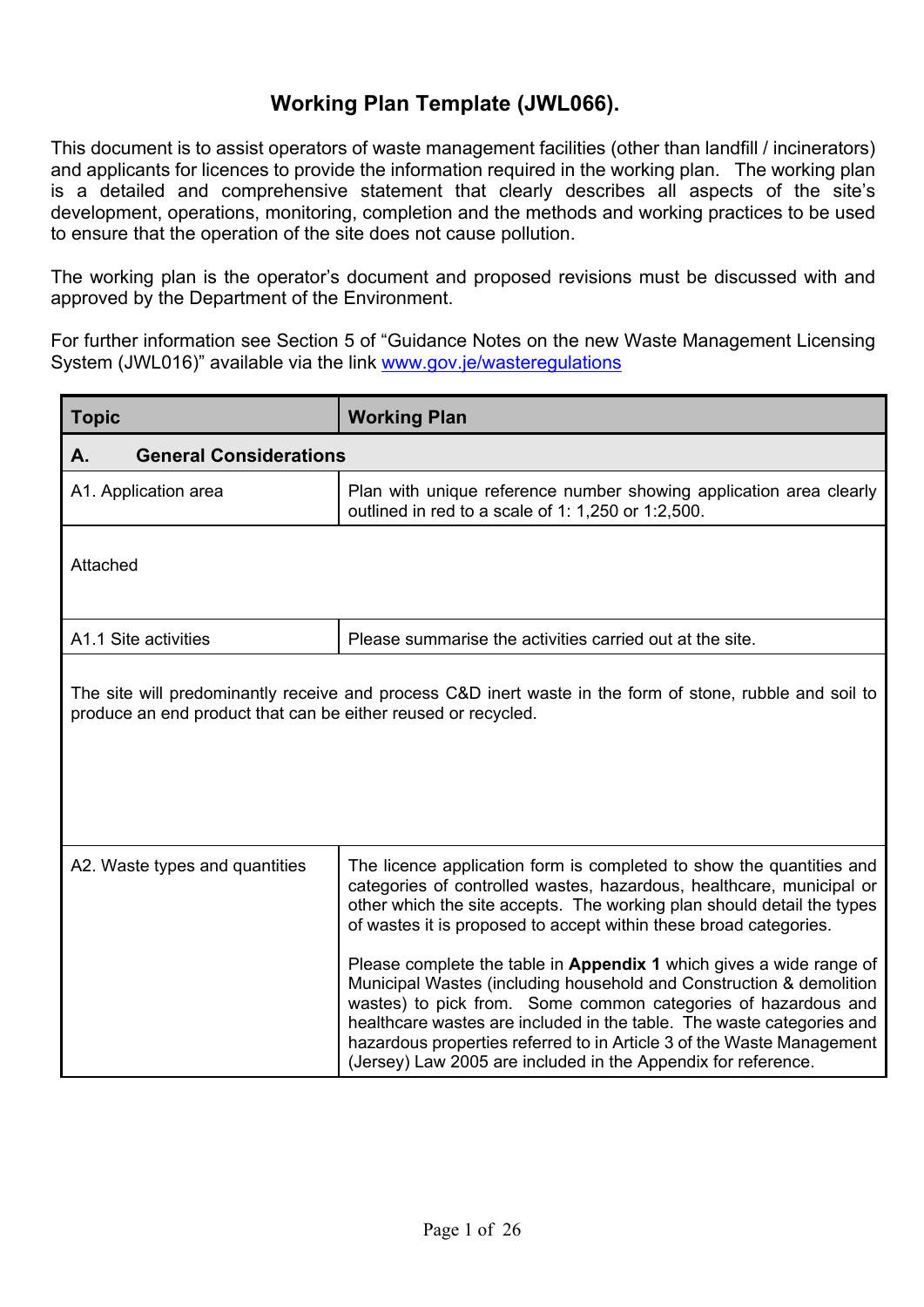# Working Plan Template (JWL066).

This document is to assist operators of waste management facilities (other than landfill / incinerators) and applicants for licences to provide the information required in the working plan. The working plan is a detailed and comprehensive statement that clearly describes all aspects of the site's development, operations, monitoring, completion and the methods and working practices to be used to ensure that the operation of the site does not cause pollution.

The working plan is the operator's document and proposed revisions must be discussed with and approved by the Department of the Environment.

For further information see Section 5 of "Guidance Notes on the new Waste Management Licensing System (JWL016)" available via the link [www.gov.je/wasteregulations](www.gov.je/wasteregulations)

| Topic | Working Plan |
|---|---|
| **A. General Considerations** | |
| A1. Application area | Plan with unique reference number showing application area clearly outlined in red to a scale of 1: 1,250 or 1:2,500. |
| Attached | |
| A1.1 Site activities | Please summarise the activities carried out at the site. |
| The site will predominantly receive and process C&D inert waste in the form of stone, rubble and soil to produce an end product that can be either reused or recycled. | |
| A2. Waste types and quantities | The licence application form is completed to show the quantities and categories of controlled wastes, hazardous, healthcare, municipal or other which the site accepts. The working plan should detail the types of wastes it is proposed to accept within these broad categories.<br><br>Please complete the table in **Appendix 1** which gives a wide range of Municipal Wastes (including household and Construction & demolition wastes) to pick from. Some common categories of hazardous and healthcare wastes are included in the table. The waste categories and hazardous properties referred to in Article 3 of the Waste Management (Jersey) Law 2005 are included in the Appendix for reference. |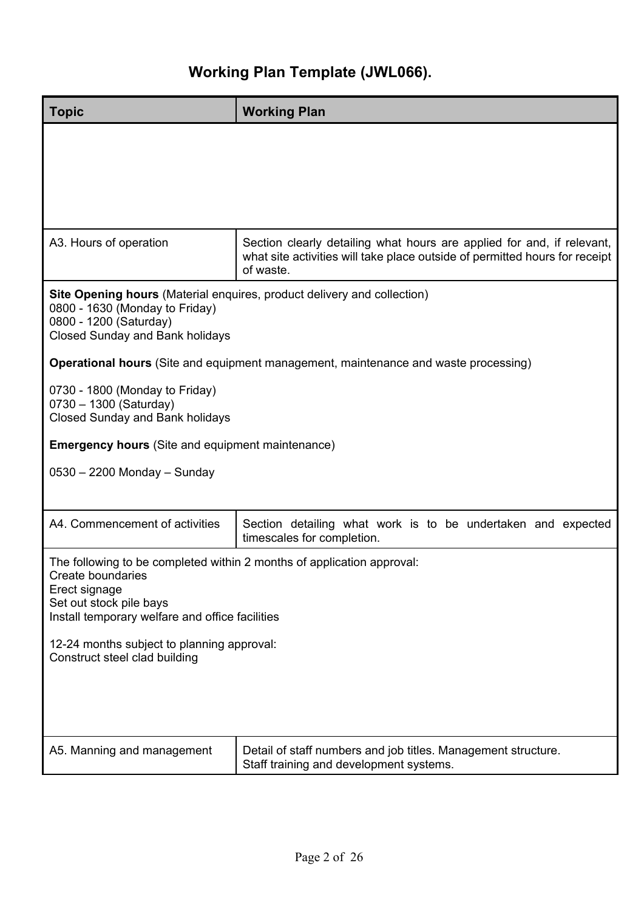# Working Plan Template (JWL066).

| Topic | Working Plan |
|---|---|
| | |
| A3. Hours of operation | Section clearly detailing what hours are applied for and, if relevant, what site activities will take place outside of permitted hours for receipt of waste. |

**Site Opening hours** (Material enquires, product delivery and collection)
0800 - 1630 (Monday to Friday)
0800 - 1200 (Saturday)
Closed Sunday and Bank holidays

**Operational hours** (Site and equipment management, maintenance and waste processing)

0730 - 1800 (Monday to Friday)
0730 – 1300 (Saturday)
Closed Sunday and Bank holidays

**Emergency hours** (Site and equipment maintenance)

0530 – 2200 Monday – Sunday

| Topic | Working Plan |
|---|---|
| A4. Commencement of activities | Section detailing what work is to be undertaken and expected timescales for completion. |

The following to be completed within 2 months of application approval:
Create boundaries
Erect signage
Set out stock pile bays
Install temporary welfare and office facilities

12-24 months subject to planning approval:
Construct steel clad building

| Topic | Working Plan |
|---|---|
| A5. Manning and management | Detail of staff numbers and job titles. Management structure. Staff training and development systems. |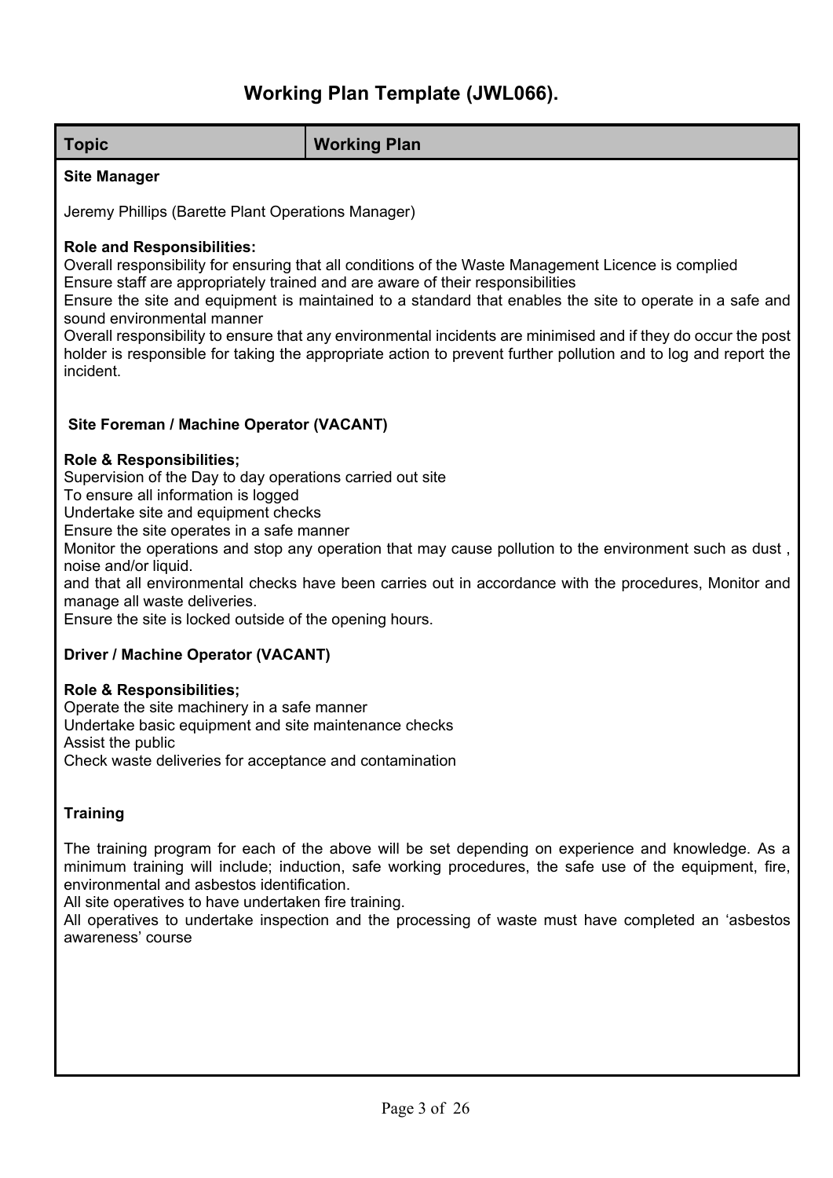# Working Plan Template (JWL066).

| Topic | Working Plan |
|---|---|

**Site Manager**

Jeremy Phillips (Barette Plant Operations Manager)

**Role and Responsibilities:**
Overall responsibility for ensuring that all conditions of the Waste Management Licence is complied
Ensure staff are appropriately trained and are aware of their responsibilities
Ensure the site and equipment is maintained to a standard that enables the site to operate in a safe and sound environmental manner
Overall responsibility to ensure that any environmental incidents are minimised and if they do occur the post holder is responsible for taking the appropriate action to prevent further pollution and to log and report the incident.

**Site Foreman / Machine Operator (VACANT)**

**Role & Responsibilities;**
Supervision of the Day to day operations carried out site
To ensure all information is logged
Undertake site and equipment checks
Ensure the site operates in a safe manner
Monitor the operations and stop any operation that may cause pollution to the environment such as dust , noise and/or liquid.
and that all environmental checks have been carries out in accordance with the procedures, Monitor and manage all waste deliveries.
Ensure the site is locked outside of the opening hours.

**Driver / Machine Operator (VACANT)**

**Role & Responsibilities;**
Operate the site machinery in a safe manner
Undertake basic equipment and site maintenance checks
Assist the public
Check waste deliveries for acceptance and contamination

**Training**

The training program for each of the above will be set depending on experience and knowledge. As a minimum training will include; induction, safe working procedures, the safe use of the equipment, fire, environmental and asbestos identification.
All site operatives to have undertaken fire training.
All operatives to undertake inspection and the processing of waste must have completed an 'asbestos awareness' course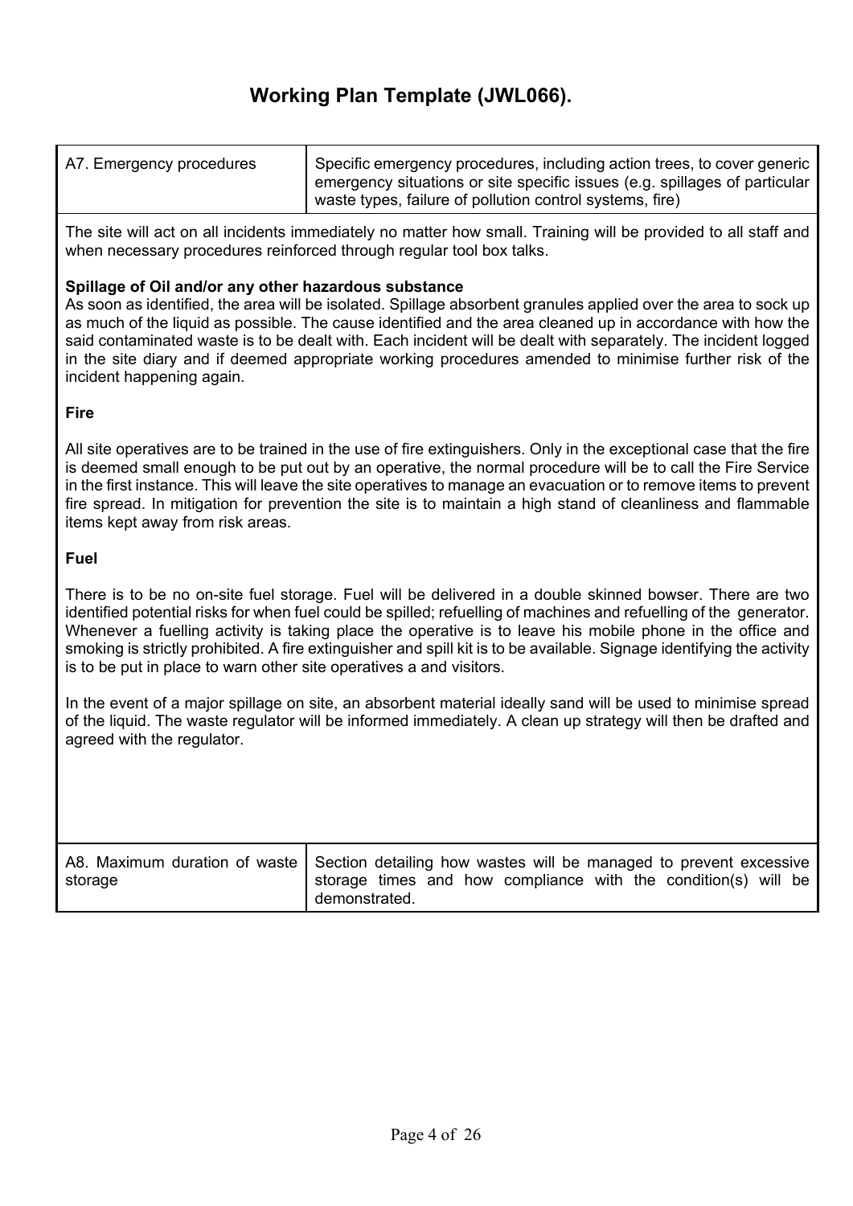# Working Plan Template (JWL066).

| A7. Emergency procedures | Specific emergency procedures, including action trees, to cover generic emergency situations or site specific issues (e.g. spillages of particular waste types, failure of pollution control systems, fire) |
|---|---|

The site will act on all incidents immediately no matter how small. Training will be provided to all staff and when necessary procedures reinforced through regular tool box talks.

**Spillage of Oil and/or any other hazardous substance**

As soon as identified, the area will be isolated. Spillage absorbent granules applied over the area to sock up as much of the liquid as possible. The cause identified and the area cleaned up in accordance with how the said contaminated waste is to be dealt with. Each incident will be dealt with separately. The incident logged in the site diary and if deemed appropriate working procedures amended to minimise further risk of the incident happening again.

**Fire**

All site operatives are to be trained in the use of fire extinguishers. Only in the exceptional case that the fire is deemed small enough to be put out by an operative, the normal procedure will be to call the Fire Service in the first instance. This will leave the site operatives to manage an evacuation or to remove items to prevent fire spread. In mitigation for prevention the site is to maintain a high stand of cleanliness and flammable items kept away from risk areas.

**Fuel**

There is to be no on-site fuel storage. Fuel will be delivered in a double skinned bowser. There are two identified potential risks for when fuel could be spilled; refuelling of machines and refuelling of the generator. Whenever a fuelling activity is taking place the operative is to leave his mobile phone in the office and smoking is strictly prohibited. A fire extinguisher and spill kit is to be available. Signage identifying the activity is to be put in place to warn other site operatives a and visitors.

In the event of a major spillage on site, an absorbent material ideally sand will be used to minimise spread of the liquid. The waste regulator will be informed immediately. A clean up strategy will then be drafted and agreed with the regulator.

| A8. Maximum duration of waste storage | Section detailing how wastes will be managed to prevent excessive storage times and how compliance with the condition(s) will be demonstrated. |
|---|---|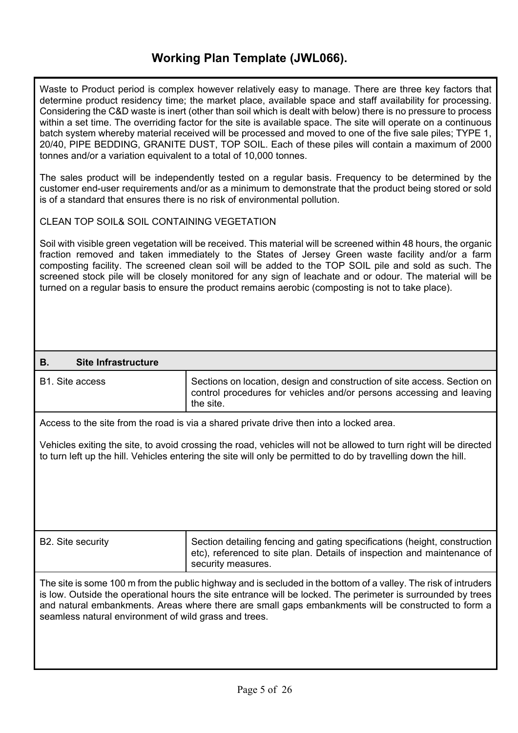# Working Plan Template (JWL066).

Waste to Product period is complex however relatively easy to manage. There are three key factors that determine product residency time; the market place, available space and staff availability for processing. Considering the C&D waste is inert (other than soil which is dealt with below) there is no pressure to process within a set time. The overriding factor for the site is available space. The site will operate on a continuous batch system whereby material received will be processed and moved to one of the five sale piles; TYPE 1, 20/40, PIPE BEDDING, GRANITE DUST, TOP SOIL. Each of these piles will contain a maximum of 2000 tonnes and/or a variation equivalent to a total of 10,000 tonnes.

The sales product will be independently tested on a regular basis. Frequency to be determined by the customer end-user requirements and/or as a minimum to demonstrate that the product being stored or sold is of a standard that ensures there is no risk of environmental pollution.

CLEAN TOP SOIL& SOIL CONTAINING VEGETATION

Soil with visible green vegetation will be received. This material will be screened within 48 hours, the organic fraction removed and taken immediately to the States of Jersey Green waste facility and/or a farm composting facility. The screened clean soil will be added to the TOP SOIL pile and sold as such. The screened stock pile will be closely monitored for any sign of leachate and or odour. The material will be turned on a regular basis to ensure the product remains aerobic (composting is not to take place).

## B. Site Infrastructure

| B1. Site access | Sections on location, design and construction of site access. Section on control procedures for vehicles and/or persons accessing and leaving the site. |
|---|---|

Access to the site from the road is via a shared private drive then into a locked area.

Vehicles exiting the site, to avoid crossing the road, vehicles will not be allowed to turn right will be directed to turn left up the hill. Vehicles entering the site will only be permitted to do by travelling down the hill.

| B2. Site security | Section detailing fencing and gating specifications (height, construction etc), referenced to site plan. Details of inspection and maintenance of security measures. |
|---|---|

The site is some 100 m from the public highway and is secluded in the bottom of a valley. The risk of intruders is low. Outside the operational hours the site entrance will be locked. The perimeter is surrounded by trees and natural embankments. Areas where there are small gaps embankments will be constructed to form a seamless natural environment of wild grass and trees.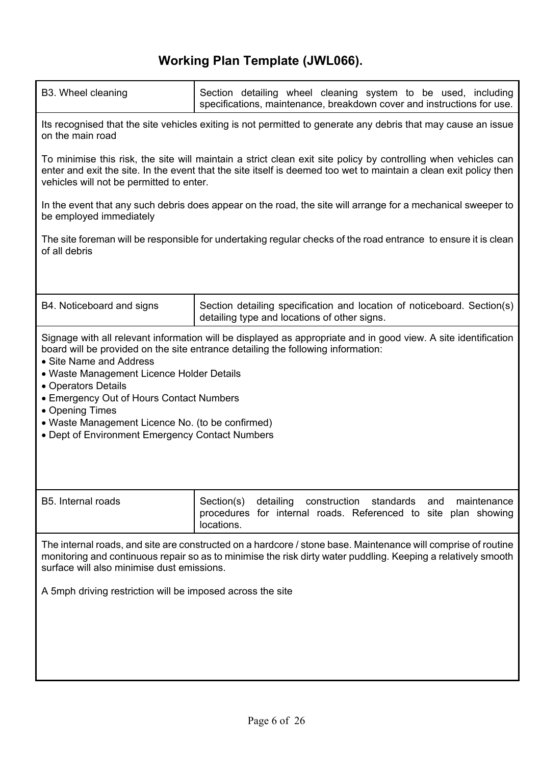# Working Plan Template (JWL066).

| B3. Wheel cleaning | Section detailing wheel cleaning system to be used, including specifications, maintenance, breakdown cover and instructions for use. |
|---|---|

Its recognised that the site vehicles exiting is not permitted to generate any debris that may cause an issue on the main road

To minimise this risk, the site will maintain a strict clean exit site policy by controlling when vehicles can enter and exit the site. In the event that the site itself is deemed too wet to maintain a clean exit policy then vehicles will not be permitted to enter.

In the event that any such debris does appear on the road, the site will arrange for a mechanical sweeper to be employed immediately

The site foreman will be responsible for undertaking regular checks of the road entrance to ensure it is clean of all debris

| B4. Noticeboard and signs | Section detailing specification and location of noticeboard. Section(s) detailing type and locations of other signs. |
|---|---|

Signage with all relevant information will be displayed as appropriate and in good view. A site identification board will be provided on the site entrance detailing the following information:

- Site Name and Address
- Waste Management Licence Holder Details
- Operators Details
- Emergency Out of Hours Contact Numbers
- Opening Times
- Waste Management Licence No. (to be confirmed)
- Dept of Environment Emergency Contact Numbers

| B5. Internal roads | Section(s) detailing construction standards and maintenance procedures for internal roads. Referenced to site plan showing locations. |
|---|---|

The internal roads, and site are constructed on a hardcore / stone base. Maintenance will comprise of routine monitoring and continuous repair so as to minimise the risk dirty water puddling. Keeping a relatively smooth surface will also minimise dust emissions.

A 5mph driving restriction will be imposed across the site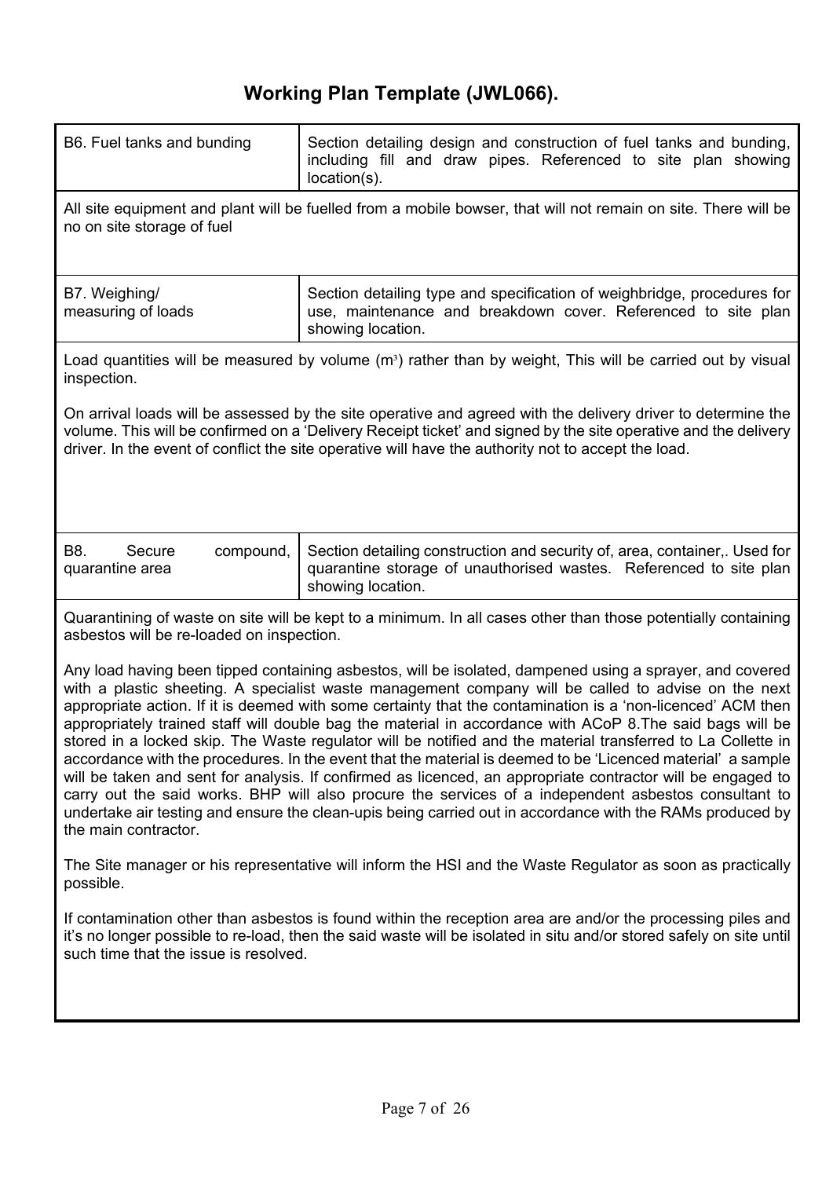# Working Plan Template (JWL066).

| B6. Fuel tanks and bunding | Section detailing design and construction of fuel tanks and bunding, including fill and draw pipes. Referenced to site plan showing location(s). |
|---|---|

All site equipment and plant will be fuelled from a mobile bowser, that will not remain on site. There will be no on site storage of fuel

| B7. Weighing/ measuring of loads | Section detailing type and specification of weighbridge, procedures for use, maintenance and breakdown cover. Referenced to site plan showing location. |
|---|---|

Load quantities will be measured by volume ($m^3$) rather than by weight, This will be carried out by visual inspection.

On arrival loads will be assessed by the site operative and agreed with the delivery driver to determine the volume. This will be confirmed on a 'Delivery Receipt ticket' and signed by the site operative and the delivery driver. In the event of conflict the site operative will have the authority not to accept the load.

| B8. Secure compound, quarantine area | Section detailing construction and security of, area, container,. Used for quarantine storage of unauthorised wastes. Referenced to site plan showing location. |
|---|---|

Quarantining of waste on site will be kept to a minimum. In all cases other than those potentially containing asbestos will be re-loaded on inspection.

Any load having been tipped containing asbestos, will be isolated, dampened using a sprayer, and covered with a plastic sheeting. A specialist waste management company will be called to advise on the next appropriate action. If it is deemed with some certainty that the contamination is a 'non-licenced' ACM then appropriately trained staff will double bag the material in accordance with ACoP 8.The said bags will be stored in a locked skip. The Waste regulator will be notified and the material transferred to La Collette in accordance with the procedures. In the event that the material is deemed to be 'Licenced material' a sample will be taken and sent for analysis. If confirmed as licenced, an appropriate contractor will be engaged to carry out the said works. BHP will also procure the services of a independent asbestos consultant to undertake air testing and ensure the clean-upis being carried out in accordance with the RAMs produced by the main contractor.

The Site manager or his representative will inform the HSI and the Waste Regulator as soon as practically possible.

If contamination other than asbestos is found within the reception area are and/or the processing piles and it's no longer possible to re-load, then the said waste will be isolated in situ and/or stored safely on site until such time that the issue is resolved.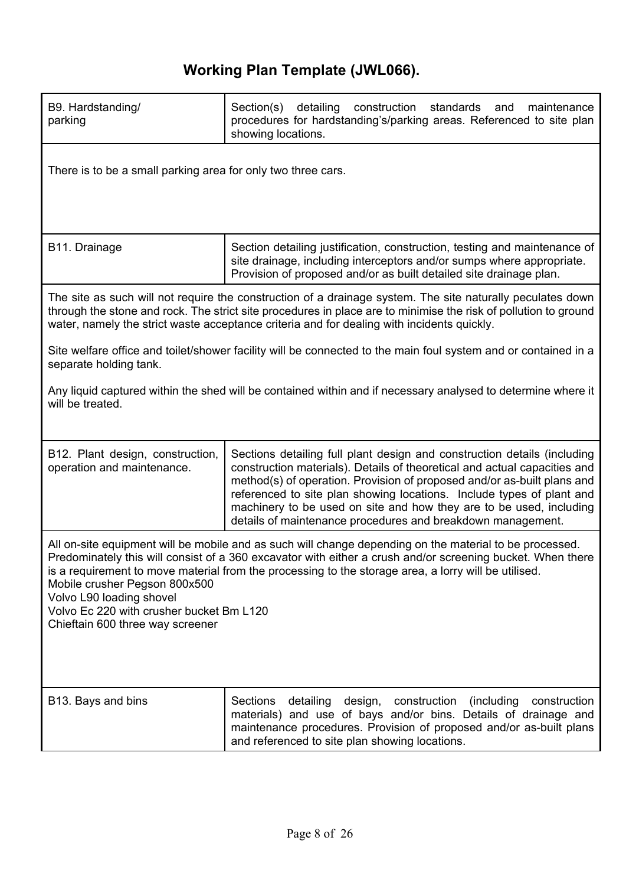# Working Plan Template (JWL066).

| B9. Hardstanding/ parking | Section(s) detailing construction standards and maintenance procedures for hardstanding's/parking areas. Referenced to site plan showing locations. |
|---|---|

There is to be a small parking area for only two three cars.

| B11. Drainage | Section detailing justification, construction, testing and maintenance of site drainage, including interceptors and/or sumps where appropriate. Provision of proposed and/or as built detailed site drainage plan. |
|---|---|

The site as such will not require the construction of a drainage system. The site naturally peculates down through the stone and rock. The strict site procedures in place are to minimise the risk of pollution to ground water, namely the strict waste acceptance criteria and for dealing with incidents quickly.

Site welfare office and toilet/shower facility will be connected to the main foul system and or contained in a separate holding tank.

Any liquid captured within the shed will be contained within and if necessary analysed to determine where it will be treated.

| B12. Plant design, construction, operation and maintenance. | Sections detailing full plant design and construction details (including construction materials). Details of theoretical and actual capacities and method(s) of operation. Provision of proposed and/or as-built plans and referenced to site plan showing locations. Include types of plant and machinery to be used on site and how they are to be used, including details of maintenance procedures and breakdown management. |
|---|---|

All on-site equipment will be mobile and as such will change depending on the material to be processed. Predominately this will consist of a 360 excavator with either a crush and/or screening bucket. When there is a requirement to move material from the processing to the storage area, a lorry will be utilised.
Mobile crusher Pegson 800x500
Volvo L90 loading shovel
Volvo Ec 220 with crusher bucket Bm L120
Chieftain 600 three way screener

| B13. Bays and bins | Sections detailing design, construction (including construction materials) and use of bays and/or bins. Details of drainage and maintenance procedures. Provision of proposed and/or as-built plans and referenced to site plan showing locations. |
|---|---|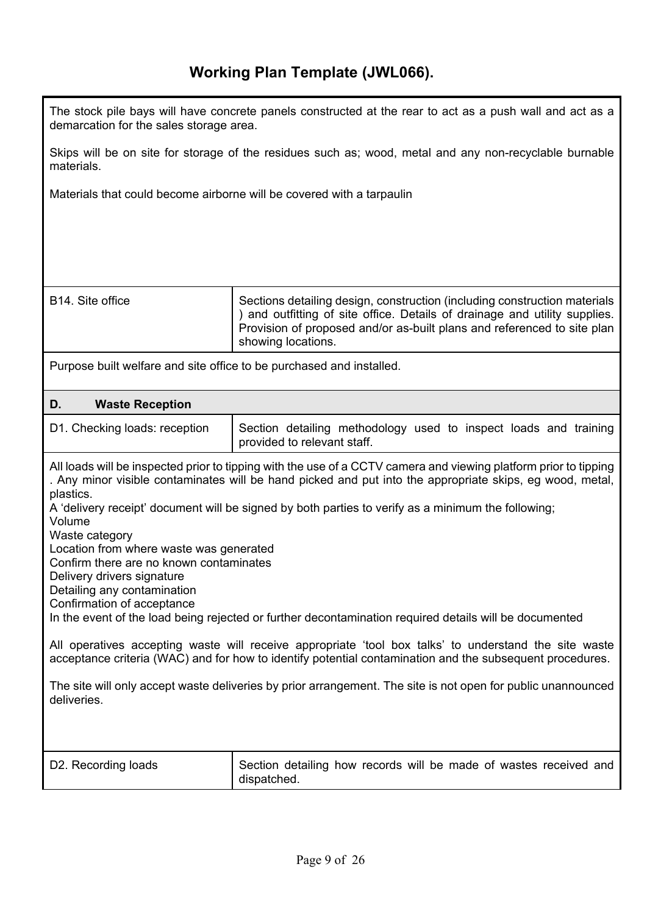# Working Plan Template (JWL066).

The stock pile bays will have concrete panels constructed at the rear to act as a push wall and act as a demarcation for the sales storage area.

Skips will be on site for storage of the residues such as; wood, metal and any non-recyclable burnable materials.

Materials that could become airborne will be covered with a tarpaulin

| B14. Site office | Sections detailing design, construction (including construction materials ) and outfitting of site office. Details of drainage and utility supplies. Provision of proposed and/or as-built plans and referenced to site plan showing locations. |
|---|---|

Purpose built welfare and site office to be purchased and installed.

## D. Waste Reception

| D1. Checking loads: reception | Section detailing methodology used to inspect loads and training provided to relevant staff. |
|---|---|

All loads will be inspected prior to tipping with the use of a CCTV camera and viewing platform prior to tipping . Any minor visible contaminates will be hand picked and put into the appropriate skips, eg wood, metal, plastics.
A 'delivery receipt' document will be signed by both parties to verify as a minimum the following;
Volume
Waste category
Location from where waste was generated
Confirm there are no known contaminates
Delivery drivers signature
Detailing any contamination
Confirmation of acceptance
In the event of the load being rejected or further decontamination required details will be documented

All operatives accepting waste will receive appropriate 'tool box talks' to understand the site waste acceptance criteria (WAC) and for how to identify potential contamination and the subsequent procedures.

The site will only accept waste deliveries by prior arrangement. The site is not open for public unannounced deliveries.

| D2. Recording loads | Section detailing how records will be made of wastes received and dispatched. |
|---|---|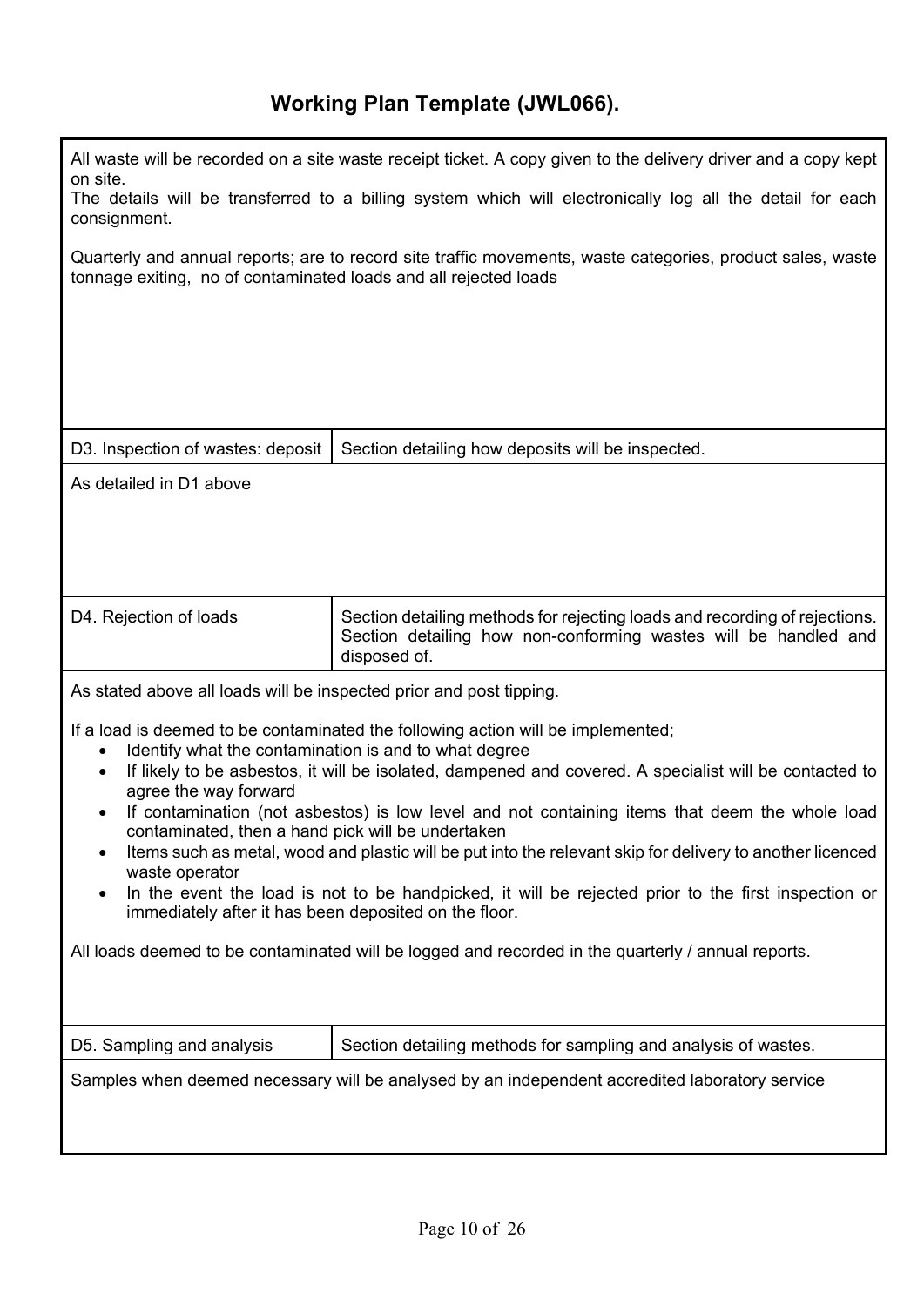## Working Plan Template (JWL066).

All waste will be recorded on a site waste receipt ticket. A copy given to the delivery driver and a copy kept on site.
The details will be transferred to a billing system which will electronically log all the detail for each consignment.

Quarterly and annual reports; are to record site traffic movements, waste categories, product sales, waste tonnage exiting, no of contaminated loads and all rejected loads

| D3. Inspection of wastes: deposit | Section detailing how deposits will be inspected. |
|---|---|

As detailed in D1 above

| D4. Rejection of loads | Section detailing methods for rejecting loads and recording of rejections. Section detailing how non-conforming wastes will be handled and disposed of. |
|---|---|

As stated above all loads will be inspected prior and post tipping.

If a load is deemed to be contaminated the following action will be implemented;

- Identify what the contamination is and to what degree
- If likely to be asbestos, it will be isolated, dampened and covered. A specialist will be contacted to agree the way forward
- If contamination (not asbestos) is low level and not containing items that deem the whole load contaminated, then a hand pick will be undertaken
- Items such as metal, wood and plastic will be put into the relevant skip for delivery to another licenced waste operator
- In the event the load is not to be handpicked, it will be rejected prior to the first inspection or immediately after it has been deposited on the floor.

All loads deemed to be contaminated will be logged and recorded in the quarterly / annual reports.

| D5. Sampling and analysis | Section detailing methods for sampling and analysis of wastes. |
|---|---|

Samples when deemed necessary will be analysed by an independent accredited laboratory service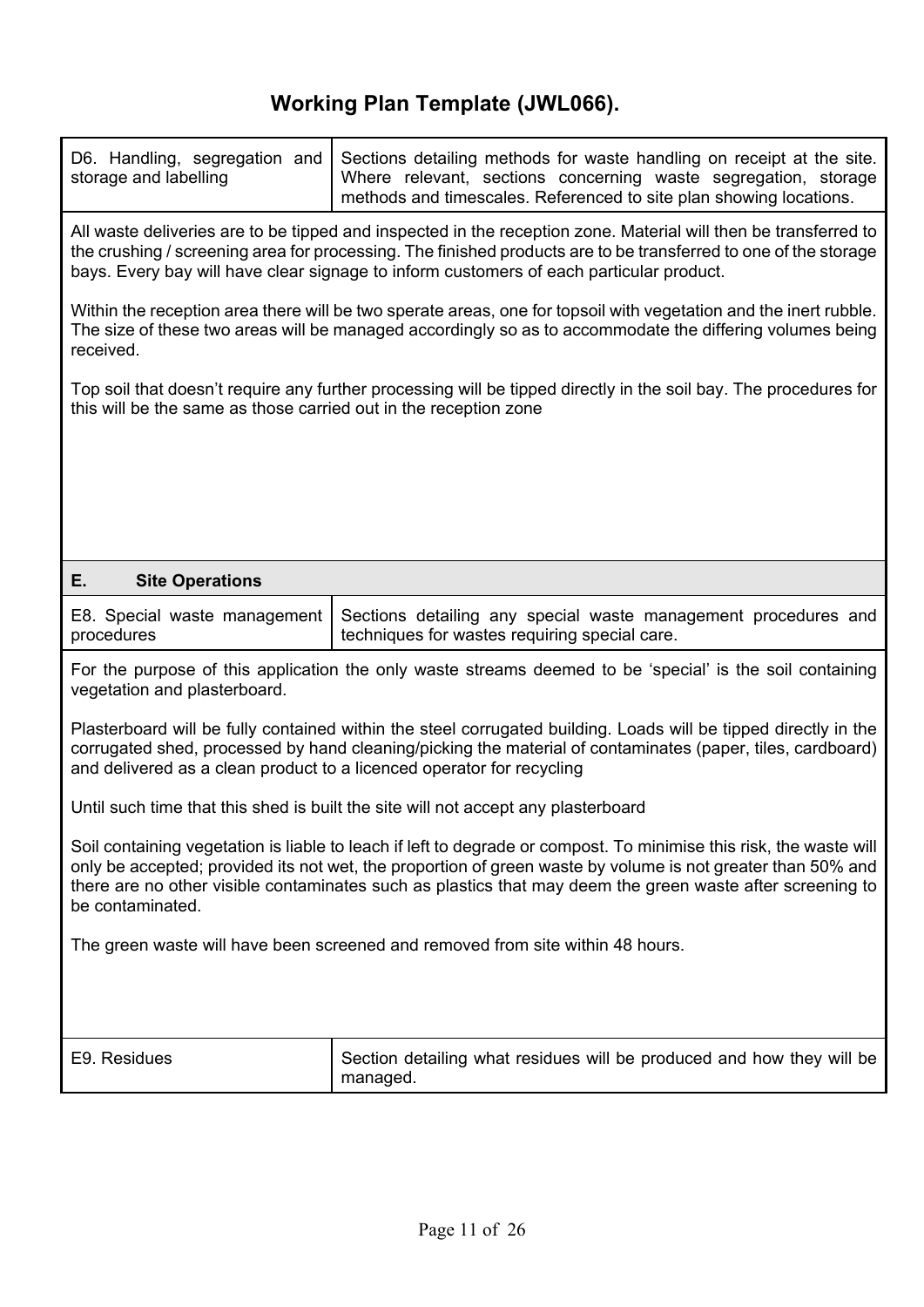# Working Plan Template (JWL066).

| D6. Handling, segregation and storage and labelling | Sections detailing methods for waste handling on receipt at the site. Where relevant, sections concerning waste segregation, storage methods and timescales. Referenced to site plan showing locations. |
|---|---|

All waste deliveries are to be tipped and inspected in the reception zone. Material will then be transferred to the crushing / screening area for processing. The finished products are to be transferred to one of the storage bays. Every bay will have clear signage to inform customers of each particular product.

Within the reception area there will be two sperate areas, one for topsoil with vegetation and the inert rubble. The size of these two areas will be managed accordingly so as to accommodate the differing volumes being received.

Top soil that doesn't require any further processing will be tipped directly in the soil bay. The procedures for this will be the same as those carried out in the reception zone

## E. Site Operations

| E8. Special waste management procedures | Sections detailing any special waste management procedures and techniques for wastes requiring special care. |
|---|---|

For the purpose of this application the only waste streams deemed to be 'special' is the soil containing vegetation and plasterboard.

Plasterboard will be fully contained within the steel corrugated building. Loads will be tipped directly in the corrugated shed, processed by hand cleaning/picking the material of contaminates (paper, tiles, cardboard) and delivered as a clean product to a licenced operator for recycling

Until such time that this shed is built the site will not accept any plasterboard

Soil containing vegetation is liable to leach if left to degrade or compost. To minimise this risk, the waste will only be accepted; provided its not wet, the proportion of green waste by volume is not greater than 50% and there are no other visible contaminates such as plastics that may deem the green waste after screening to be contaminated.

The green waste will have been screened and removed from site within 48 hours.

| E9. Residues | Section detailing what residues will be produced and how they will be managed. |
|---|---|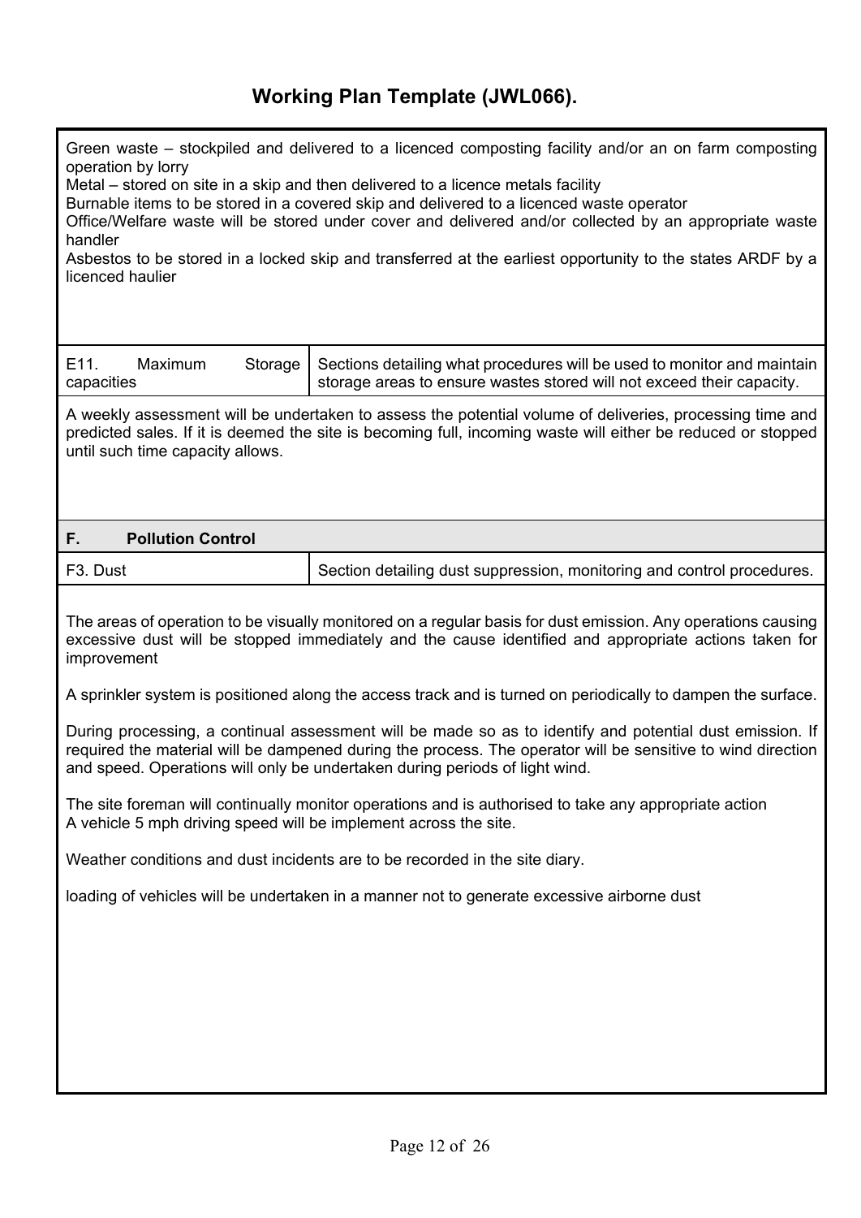# Working Plan Template (JWL066).

Green waste – stockpiled and delivered to a licenced composting facility and/or an on farm composting operation by lorry
Metal – stored on site in a skip and then delivered to a licence metals facility
Burnable items to be stored in a covered skip and delivered to a licenced waste operator
Office/Welfare waste will be stored under cover and delivered and/or collected by an appropriate waste handler
Asbestos to be stored in a locked skip and transferred at the earliest opportunity to the states ARDF by a licenced haulier

| E11. Maximum Storage capacities | Sections detailing what procedures will be used to monitor and maintain storage areas to ensure wastes stored will not exceed their capacity. |
|---|---|

A weekly assessment will be undertaken to assess the potential volume of deliveries, processing time and predicted sales. If it is deemed the site is becoming full, incoming waste will either be reduced or stopped until such time capacity allows.

## F. Pollution Control

| F3. Dust | Section detailing dust suppression, monitoring and control procedures. |
|---|---|

The areas of operation to be visually monitored on a regular basis for dust emission. Any operations causing excessive dust will be stopped immediately and the cause identified and appropriate actions taken for improvement

A sprinkler system is positioned along the access track and is turned on periodically to dampen the surface.

During processing, a continual assessment will be made so as to identify and potential dust emission. If required the material will be dampened during the process. The operator will be sensitive to wind direction and speed. Operations will only be undertaken during periods of light wind.

The site foreman will continually monitor operations and is authorised to take any appropriate action
A vehicle 5 mph driving speed will be implement across the site.

Weather conditions and dust incidents are to be recorded in the site diary.

loading of vehicles will be undertaken in a manner not to generate excessive airborne dust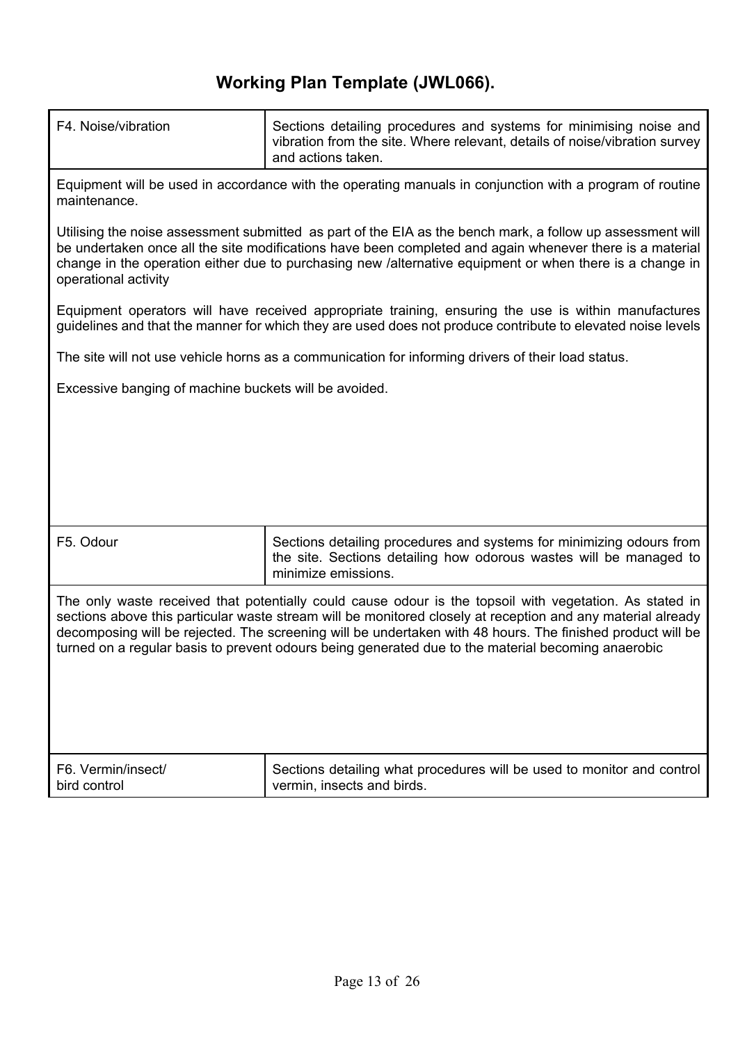# Working Plan Template (JWL066).

| F4. Noise/vibration | Sections detailing procedures and systems for minimising noise and vibration from the site. Where relevant, details of noise/vibration survey and actions taken. |
|---|---|

Equipment will be used in accordance with the operating manuals in conjunction with a program of routine maintenance.

Utilising the noise assessment submitted  as part of the EIA as the bench mark, a follow up assessment will be undertaken once all the site modifications have been completed and again whenever there is a material change in the operation either due to purchasing new /alternative equipment or when there is a change in operational activity

Equipment operators will have received appropriate training, ensuring the use is within manufactures guidelines and that the manner for which they are used does not produce contribute to elevated noise levels

The site will not use vehicle horns as a communication for informing drivers of their load status.

Excessive banging of machine buckets will be avoided.

| F5. Odour | Sections detailing procedures and systems for minimizing odours from the site. Sections detailing how odorous wastes will be managed to minimize emissions. |
|---|---|

The only waste received that potentially could cause odour is the topsoil with vegetation. As stated in sections above this particular waste stream will be monitored closely at reception and any material already decomposing will be rejected. The screening will be undertaken with 48 hours. The finished product will be turned on a regular basis to prevent odours being generated due to the material becoming anaerobic

| F6. Vermin/insect/ bird control | Sections detailing what procedures will be used to monitor and control vermin, insects and birds. |
|---|---|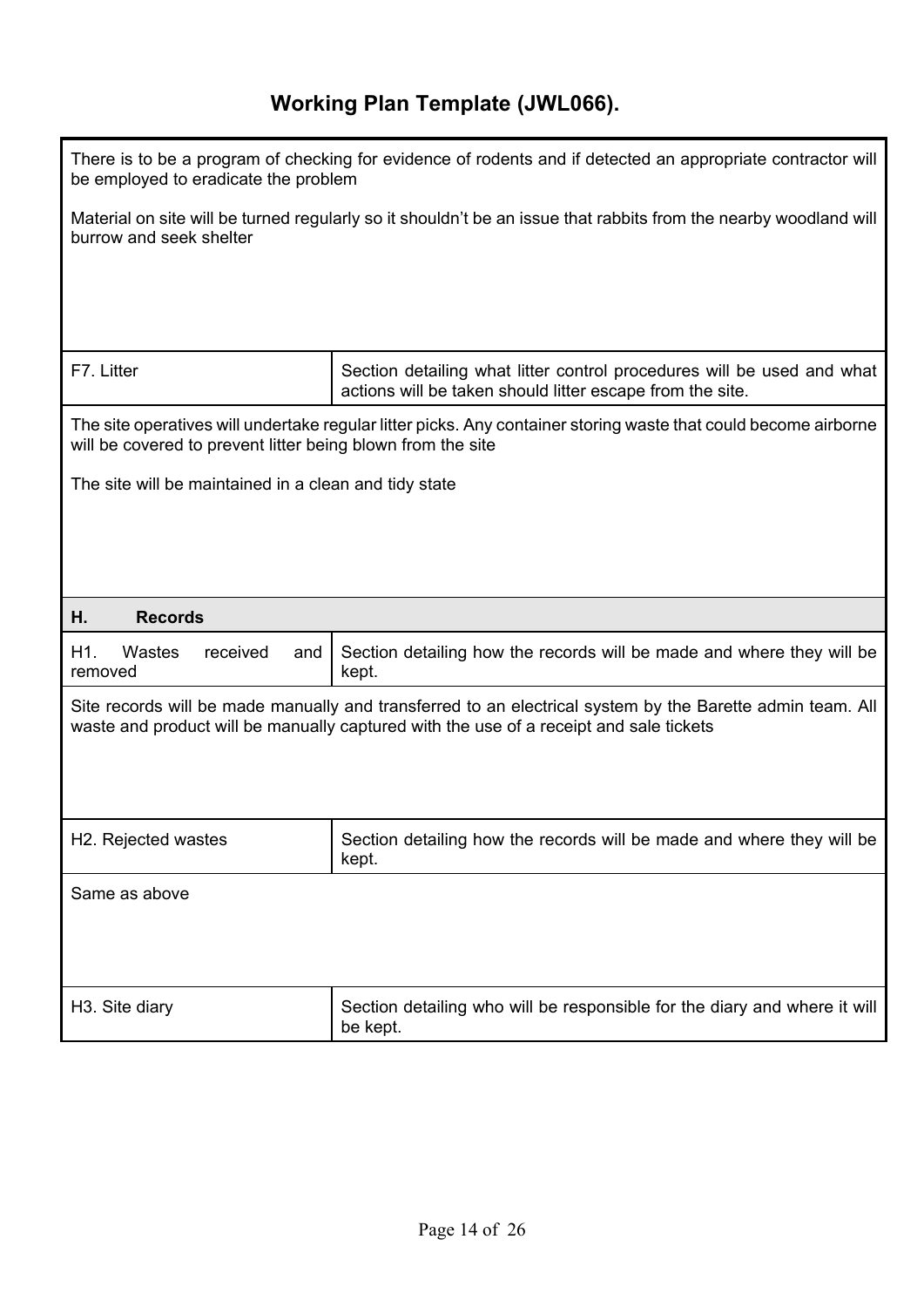# Working Plan Template (JWL066).

There is to be a program of checking for evidence of rodents and if detected an appropriate contractor will be employed to eradicate the problem

Material on site will be turned regularly so it shouldn't be an issue that rabbits from the nearby woodland will burrow and seek shelter

| F7. Litter | Section detailing what litter control procedures will be used and what actions will be taken should litter escape from the site. |
|---|---|

The site operatives will undertake regular litter picks. Any container storing waste that could become airborne will be covered to prevent litter being blown from the site

The site will be maintained in a clean and tidy state

## H. Records

| H1. Wastes received and removed | Section detailing how the records will be made and where they will be kept. |
|---|---|

Site records will be made manually and transferred to an electrical system by the Barette admin team. All waste and product will be manually captured with the use of a receipt and sale tickets

| H2. Rejected wastes | Section detailing how the records will be made and where they will be kept. |
|---|---|

Same as above

| H3. Site diary | Section detailing who will be responsible for the diary and where it will be kept. |
|---|---|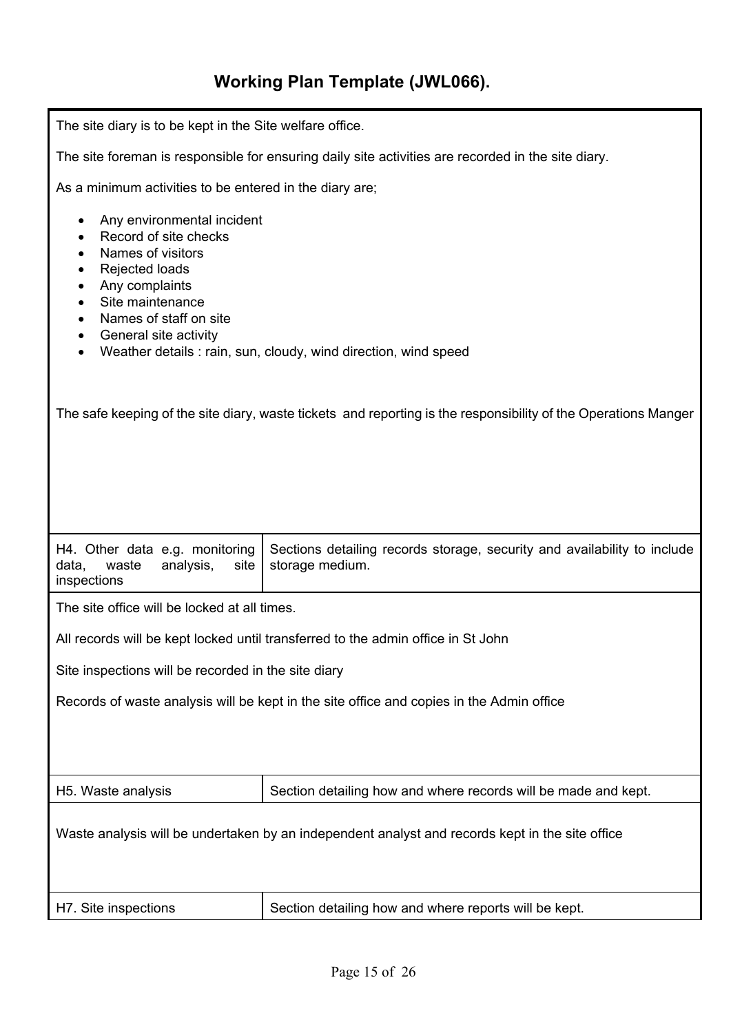# Working Plan Template (JWL066).

The site diary is to be kept in the Site welfare office.

The site foreman is responsible for ensuring daily site activities are recorded in the site diary.

As a minimum activities to be entered in the diary are;

- Any environmental incident
- Record of site checks
- Names of visitors
- Rejected loads
- Any complaints
- Site maintenance
- Names of staff on site
- General site activity
- Weather details : rain, sun, cloudy, wind direction, wind speed

The safe keeping of the site diary, waste tickets and reporting is the responsibility of the Operations Manger

| H4. Other data e.g. monitoring data, waste analysis, site inspections | Sections detailing records storage, security and availability to include storage medium. |
|---|---|

The site office will be locked at all times.

All records will be kept locked until transferred to the admin office in St John

Site inspections will be recorded in the site diary

Records of waste analysis will be kept in the site office and copies in the Admin office

| H5. Waste analysis | Section detailing how and where records will be made and kept. |
|---|---|

Waste analysis will be undertaken by an independent analyst and records kept in the site office

| H7. Site inspections | Section detailing how and where reports will be kept. |
|---|---|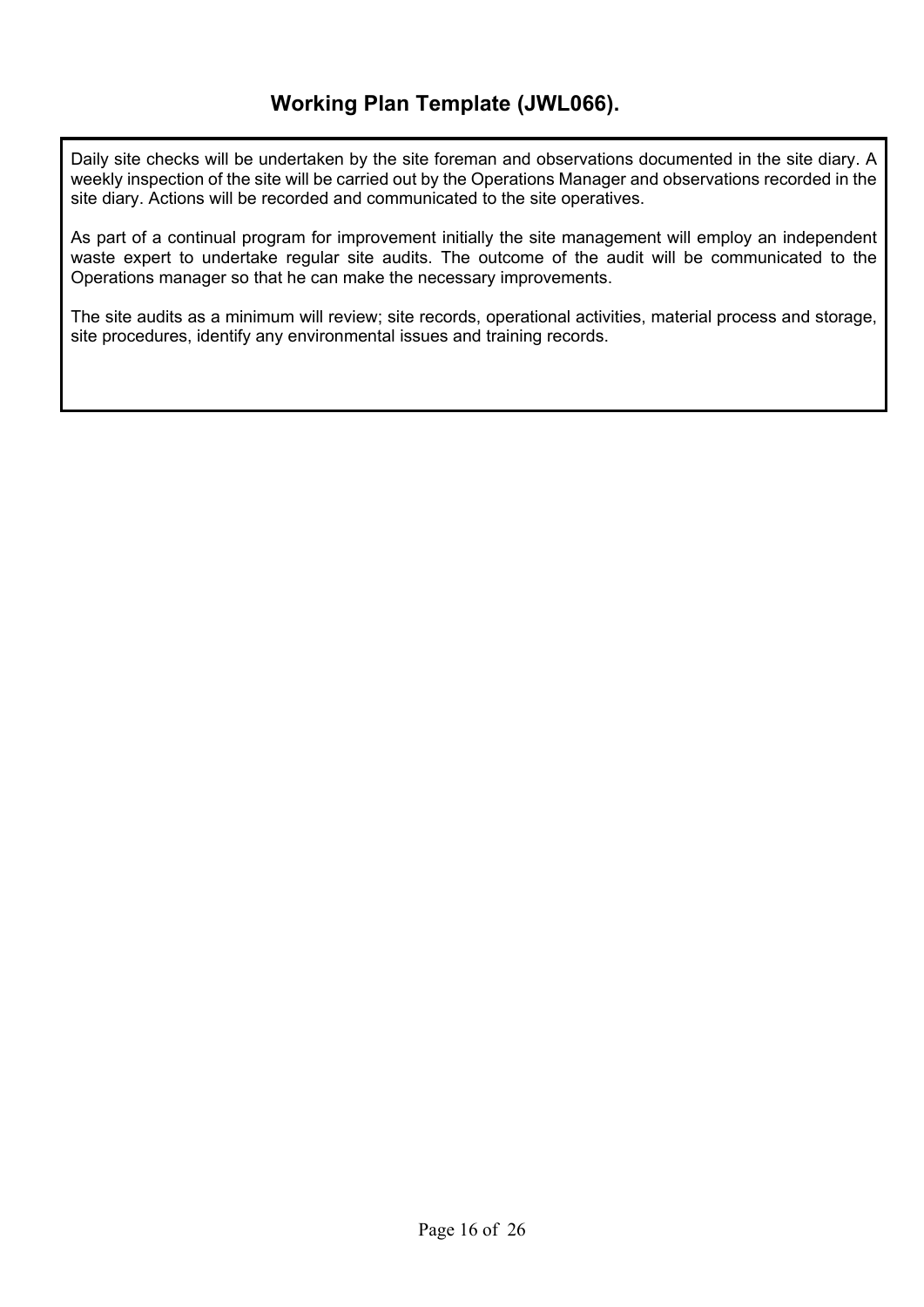# Working Plan Template (JWL066).

Daily site checks will be undertaken by the site foreman and observations documented in the site diary. A weekly inspection of the site will be carried out by the Operations Manager and observations recorded in the site diary. Actions will be recorded and communicated to the site operatives.

As part of a continual program for improvement initially the site management will employ an independent waste expert to undertake regular site audits. The outcome of the audit will be communicated to the Operations manager so that he can make the necessary improvements.

The site audits as a minimum will review; site records, operational activities, material process and storage, site procedures, identify any environmental issues and training records.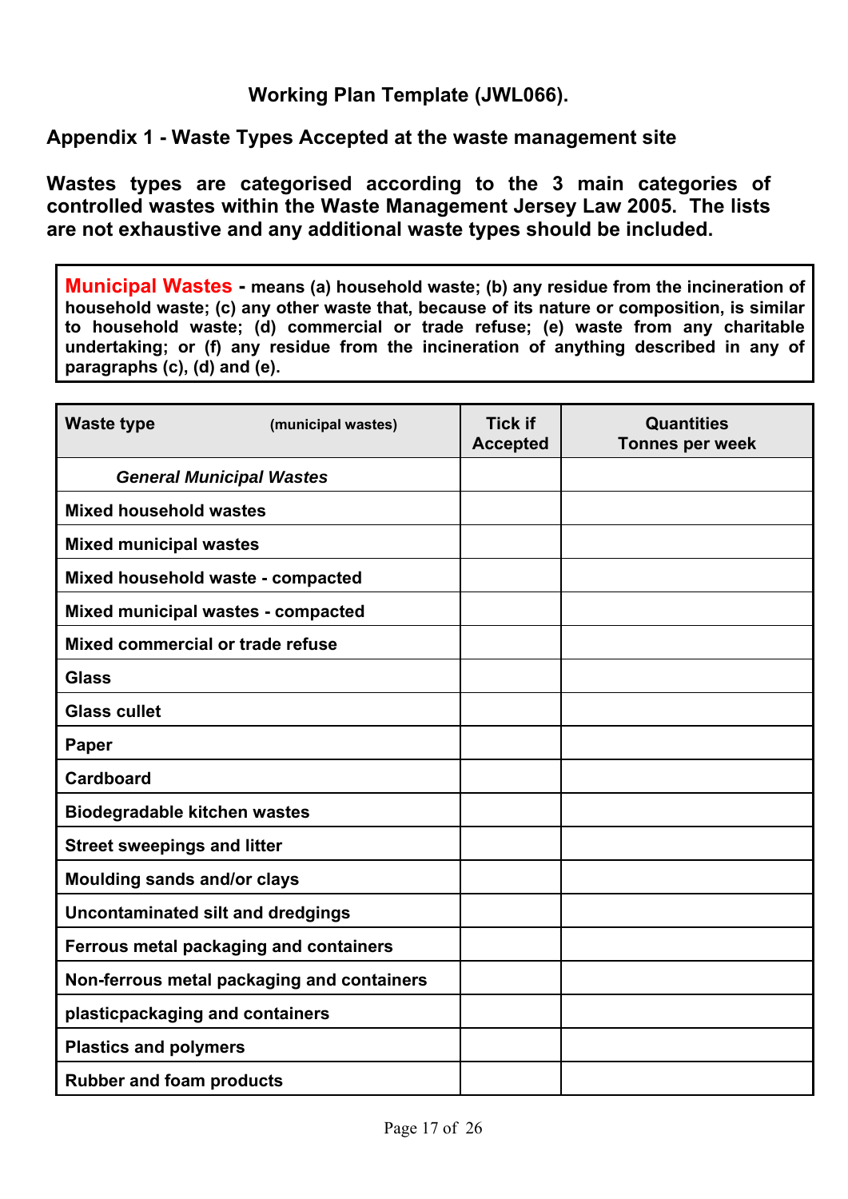## Working Plan Template (JWL066).

### Appendix 1 - Waste Types Accepted at the waste management site

**Wastes types are categorised according to the 3 main categories of controlled wastes within the Waste Management Jersey Law 2005. The lists are not exhaustive and any additional waste types should be included.**

**Municipal Wastes - means (a) household waste; (b) any residue from the incineration of household waste; (c) any other waste that, because of its nature or composition, is similar to household waste; (d) commercial or trade refuse; (e) waste from any charitable undertaking; or (f) any residue from the incineration of anything described in any of paragraphs (c), (d) and (e).**

| Waste type (municipal wastes) | Tick if Accepted | Quantities Tonnes per week |
|---|---|---|
| ***General Municipal Wastes*** | | |
| **Mixed household wastes** | | |
| **Mixed municipal wastes** | | |
| **Mixed household waste - compacted** | | |
| **Mixed municipal wastes - compacted** | | |
| **Mixed commercial or trade refuse** | | |
| **Glass** | | |
| **Glass cullet** | | |
| **Paper** | | |
| **Cardboard** | | |
| **Biodegradable kitchen wastes** | | |
| **Street sweepings and litter** | | |
| **Moulding sands and/or clays** | | |
| **Uncontaminated silt and dredgings** | | |
| **Ferrous metal packaging and containers** | | |
| **Non-ferrous metal packaging and containers** | | |
| **plasticpackaging and containers** | | |
| **Plastics and polymers** | | |
| **Rubber and foam products** | | |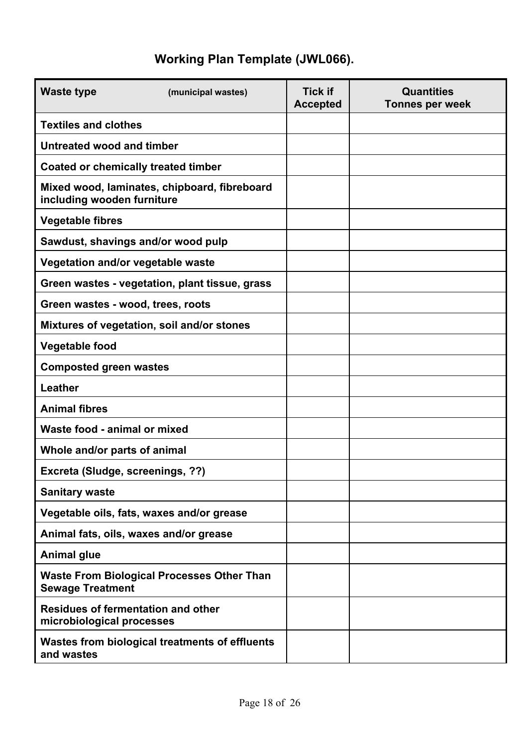# Working Plan Template (JWL066).

| **Waste type** (municipal wastes) | **Tick if Accepted** | **Quantities Tonnes per week** |
|---|---|---|
| **Textiles and clothes** | | |
| **Untreated wood and timber** | | |
| **Coated or chemically treated timber** | | |
| **Mixed wood, laminates, chipboard, fibreboard including wooden furniture** | | |
| **Vegetable fibres** | | |
| **Sawdust, shavings and/or wood pulp** | | |
| **Vegetation and/or vegetable waste** | | |
| **Green wastes - vegetation, plant tissue, grass** | | |
| **Green wastes - wood, trees, roots** | | |
| **Mixtures of vegetation, soil and/or stones** | | |
| **Vegetable food** | | |
| **Composted green wastes** | | |
| **Leather** | | |
| **Animal fibres** | | |
| **Waste food - animal or mixed** | | |
| **Whole and/or parts of animal** | | |
| **Excreta (Sludge, screenings, ??)** | | |
| **Sanitary waste** | | |
| **Vegetable oils, fats, waxes and/or grease** | | |
| **Animal fats, oils, waxes and/or grease** | | |
| **Animal glue** | | |
| **Waste From Biological Processes Other Than Sewage Treatment** | | |
| **Residues of fermentation and other microbiological processes** | | |
| **Wastes from biological treatments of effluents and wastes** | | |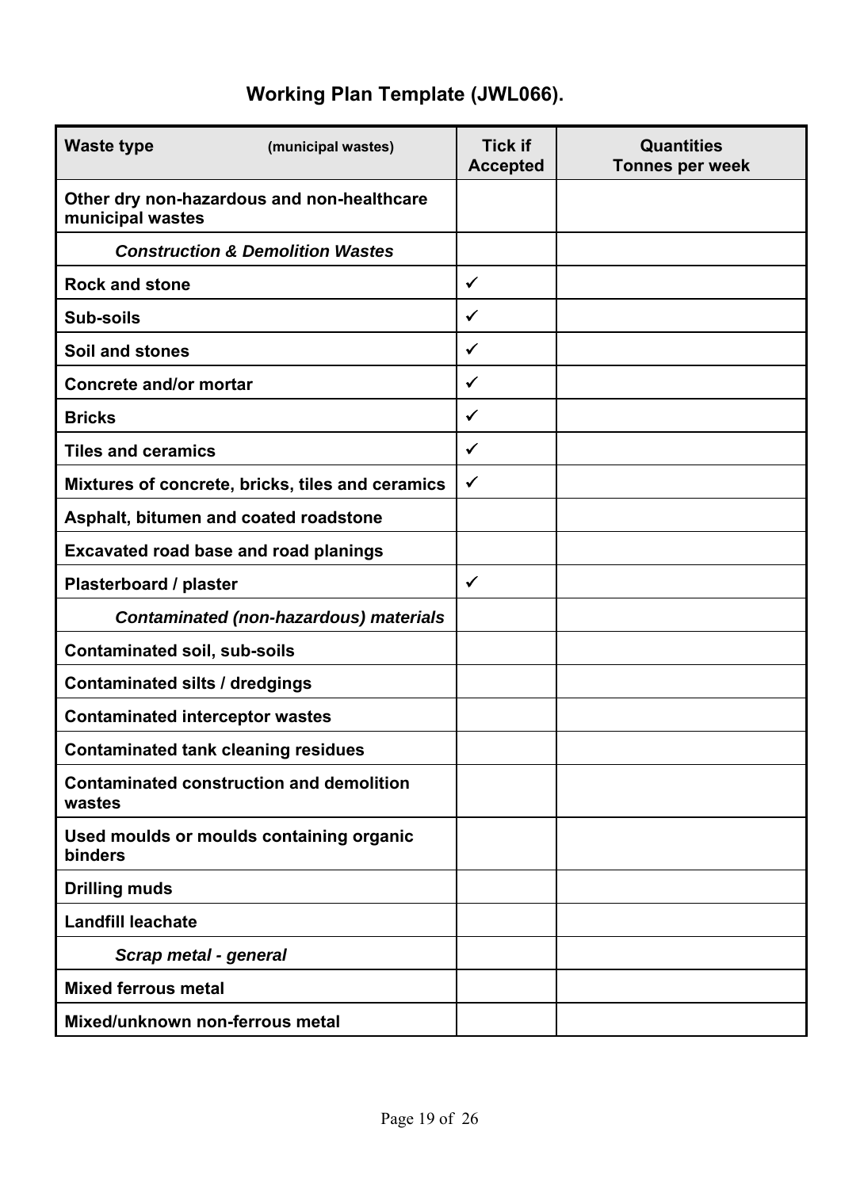## Working Plan Template (JWL066).

| **Waste type** (municipal wastes) | **Tick if Accepted** | **Quantities Tonnes per week** |
|---|---|---|
| **Other dry non-hazardous and non-healthcare municipal wastes** | | |
| ***Construction & Demolition Wastes*** | | |
| **Rock and stone** | ✓ | |
| **Sub-soils** | ✓ | |
| **Soil and stones** | ✓ | |
| **Concrete and/or mortar** | ✓ | |
| **Bricks** | ✓ | |
| **Tiles and ceramics** | ✓ | |
| **Mixtures of concrete, bricks, tiles and ceramics** | ✓ | |
| **Asphalt, bitumen and coated roadstone** | | |
| **Excavated road base and road planings** | | |
| **Plasterboard / plaster** | ✓ | |
| ***Contaminated (non-hazardous) materials*** | | |
| **Contaminated soil, sub-soils** | | |
| **Contaminated silts / dredgings** | | |
| **Contaminated interceptor wastes** | | |
| **Contaminated tank cleaning residues** | | |
| **Contaminated construction and demolition wastes** | | |
| **Used moulds or moulds containing organic binders** | | |
| **Drilling muds** | | |
| **Landfill leachate** | | |
| ***Scrap metal - general*** | | |
| **Mixed ferrous metal** | | |
| **Mixed/unknown non-ferrous metal** | | |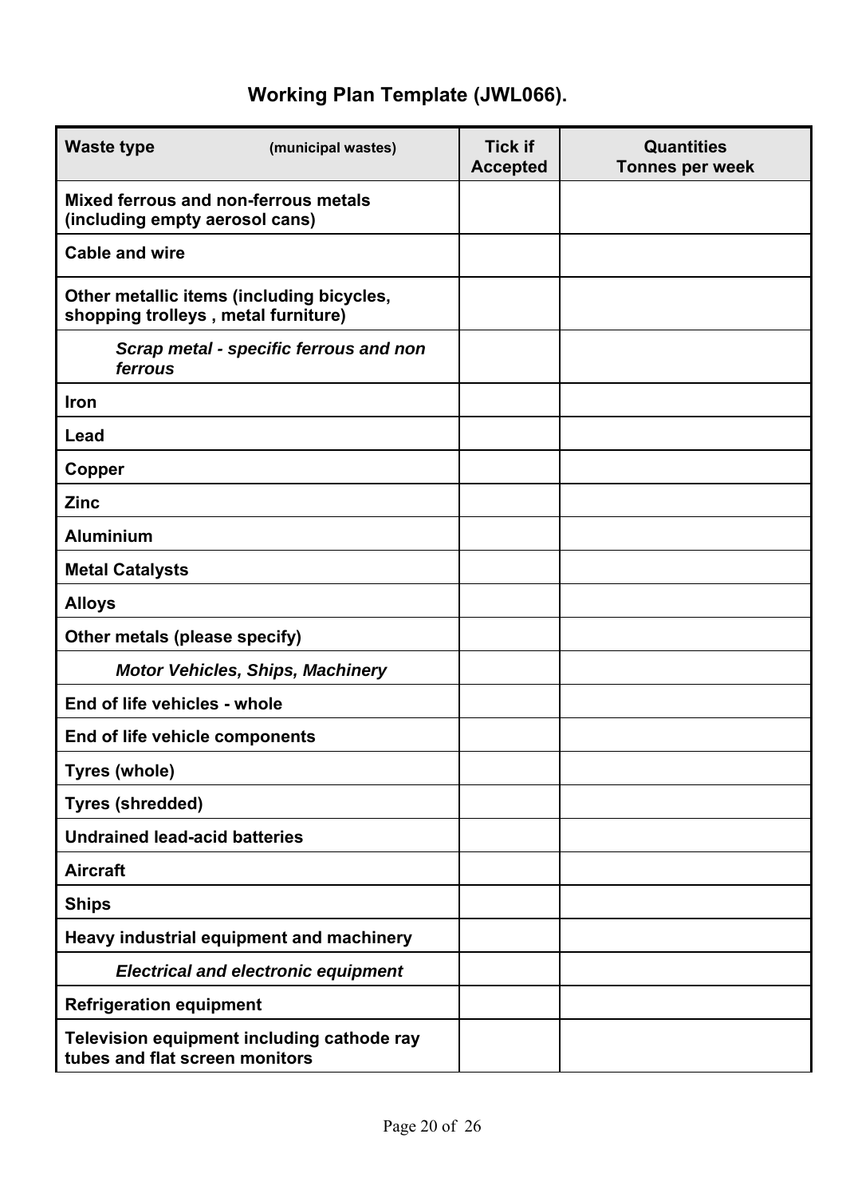## Working Plan Template (JWL066).

| **Waste type** (municipal wastes) | **Tick if Accepted** | **Quantities Tonnes per week** |
|---|---|---|
| **Mixed ferrous and non-ferrous metals (including empty aerosol cans)** | | |
| **Cable and wire** | | |
| **Other metallic items (including bicycles, shopping trolleys , metal furniture)** | | |
| ***Scrap metal - specific ferrous and non ferrous*** | | |
| **Iron** | | |
| **Lead** | | |
| **Copper** | | |
| **Zinc** | | |
| **Aluminium** | | |
| **Metal Catalysts** | | |
| **Alloys** | | |
| **Other metals (please specify)** | | |
| ***Motor Vehicles, Ships, Machinery*** | | |
| **End of life vehicles - whole** | | |
| **End of life vehicle components** | | |
| **Tyres (whole)** | | |
| **Tyres (shredded)** | | |
| **Undrained lead-acid batteries** | | |
| **Aircraft** | | |
| **Ships** | | |
| **Heavy industrial equipment and machinery** | | |
| ***Electrical and electronic equipment*** | | |
| **Refrigeration equipment** | | |
| **Television equipment including cathode ray tubes and flat screen monitors** | | |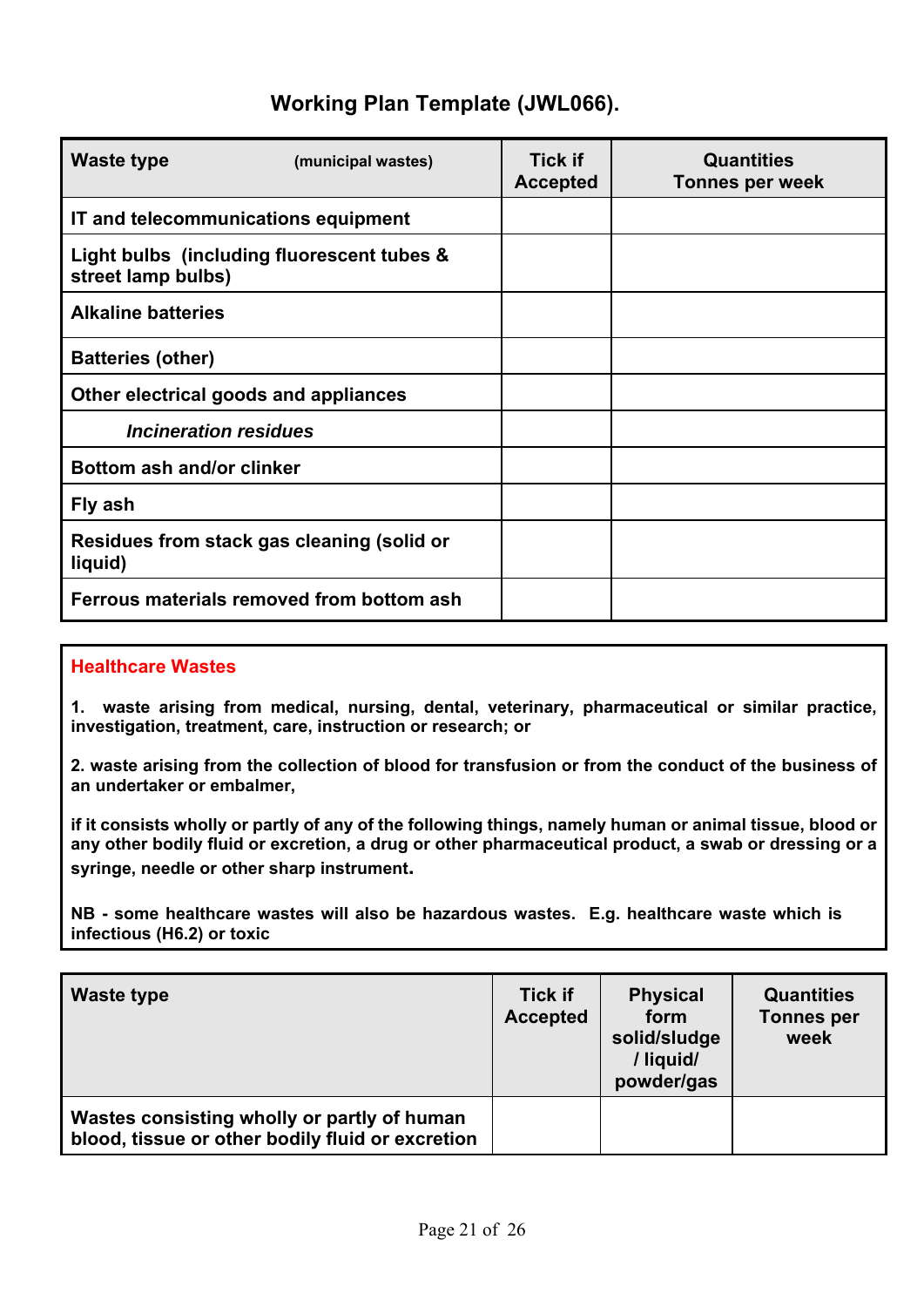## Working Plan Template (JWL066).

| **Waste type** (municipal wastes) | **Tick if Accepted** | **Quantities Tonnes per week** |
|---|---|---|
| **IT and telecommunications equipment** | | |
| **Light bulbs (including fluorescent tubes & street lamp bulbs)** | | |
| **Alkaline batteries** | | |
| **Batteries (other)** | | |
| **Other electrical goods and appliances** | | |
| ***Incineration residues*** | | |
| **Bottom ash and/or clinker** | | |
| **Fly ash** | | |
| **Residues from stack gas cleaning (solid or liquid)** | | |
| **Ferrous materials removed from bottom ash** | | |

**Healthcare Wastes**

**1. waste arising from medical, nursing, dental, veterinary, pharmaceutical or similar practice, investigation, treatment, care, instruction or research; or**

**2. waste arising from the collection of blood for transfusion or from the conduct of the business of an undertaker or embalmer,**

**if it consists wholly or partly of any of the following things, namely human or animal tissue, blood or any other bodily fluid or excretion, a drug or other pharmaceutical product, a swab or dressing or a syringe, needle or other sharp instrument.**

**NB - some healthcare wastes will also be hazardous wastes. E.g. healthcare waste which is infectious (H6.2) or toxic**

| **Waste type** | **Tick if Accepted** | **Physical form solid/sludge / liquid/ powder/gas** | **Quantities Tonnes per week** |
|---|---|---|---|
| **Wastes consisting wholly or partly of human blood, tissue or other bodily fluid or excretion** | | | |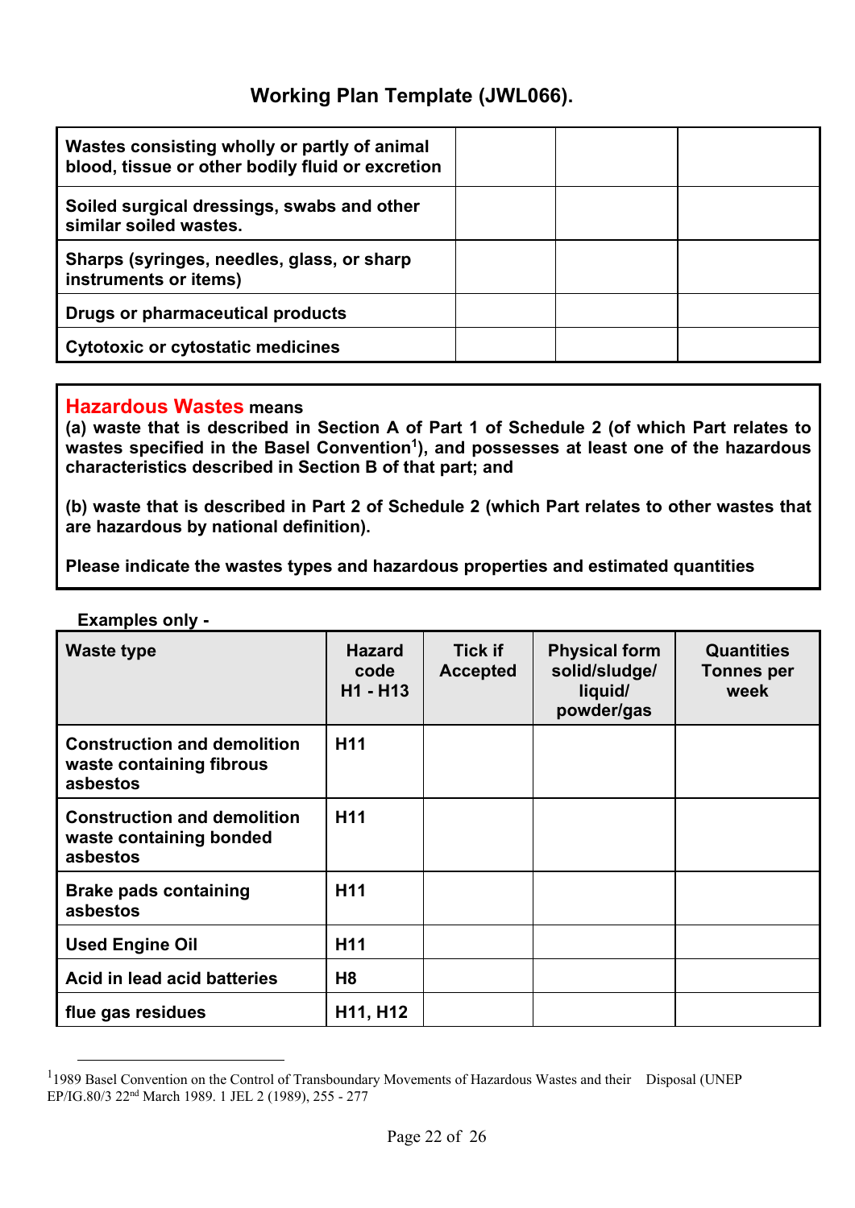## Working Plan Template (JWL066).

| | | | |
|---|---|---|---|
| **Wastes consisting wholly or partly of animal blood, tissue or other bodily fluid or excretion** | | | |
| **Soiled surgical dressings, swabs and other similar soiled wastes.** | | | |
| **Sharps (syringes, needles, glass, or sharp instruments or items)** | | | |
| **Drugs or pharmaceutical products** | | | |
| **Cytotoxic or cytostatic medicines** | | | |

**Hazardous Wastes means**

**(a) waste that is described in Section A of Part 1 of Schedule 2 (of which Part relates to wastes specified in the Basel Convention[1]), and possesses at least one of the hazardous characteristics described in Section B of that part; and**

**(b) waste that is described in Part 2 of Schedule 2 (which Part relates to other wastes that are hazardous by national definition).**

**Please indicate the wastes types and hazardous properties and estimated quantities**

**Examples only -**

| Waste type | Hazard code H1 - H13 | Tick if Accepted | Physical form solid/sludge/ liquid/ powder/gas | Quantities Tonnes per week |
|---|---|---|---|---|
| **Construction and demolition waste containing fibrous asbestos** | **H11** | | | |
| **Construction and demolition waste containing bonded asbestos** | **H11** | | | |
| **Brake pads containing asbestos** | **H11** | | | |
| **Used Engine Oil** | **H11** | | | |
| **Acid in lead acid batteries** | **H8** | | | |
| **flue gas residues** | **H11, H12** | | | |

[1] 1989 Basel Convention on the Control of Transboundary Movements of Hazardous Wastes and their Disposal (UNEP EP/IG.80/3 22nd March 1989. 1 JEL 2 (1989), 255 - 277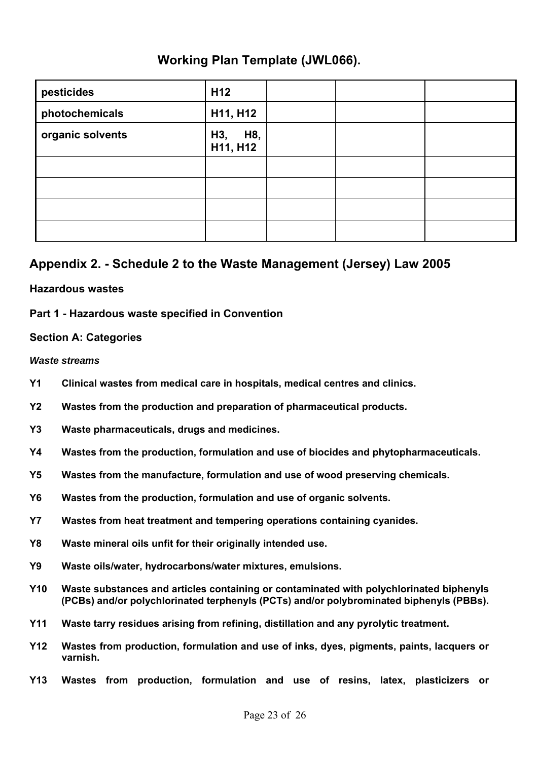# Working Plan Template (JWL066).

| | | | | |
|---|---|---|---|---|
| **pesticides** | **H12** | | | |
| **photochemicals** | **H11, H12** | | | |
| **organic solvents** | **H3, H8, H11, H12** | | | |
| | | | | |
| | | | | |
| | | | | |
| | | | | |

## Appendix 2. - Schedule 2 to the Waste Management (Jersey) Law 2005

**Hazardous wastes**

**Part 1 - Hazardous waste specified in Convention**

**Section A: Categories**

***Waste streams***

**Y1** **Clinical wastes from medical care in hospitals, medical centres and clinics.**

**Y2** **Wastes from the production and preparation of pharmaceutical products.**

**Y3** **Waste pharmaceuticals, drugs and medicines.**

**Y4** **Wastes from the production, formulation and use of biocides and phytopharmaceuticals.**

**Y5** **Wastes from the manufacture, formulation and use of wood preserving chemicals.**

**Y6** **Wastes from the production, formulation and use of organic solvents.**

**Y7** **Wastes from heat treatment and tempering operations containing cyanides.**

**Y8** **Waste mineral oils unfit for their originally intended use.**

**Y9** **Waste oils/water, hydrocarbons/water mixtures, emulsions.**

**Y10** **Waste substances and articles containing or contaminated with polychlorinated biphenyls (PCBs) and/or polychlorinated terphenyls (PCTs) and/or polybrominated biphenyls (PBBs).**

**Y11** **Waste tarry residues arising from refining, distillation and any pyrolytic treatment.**

**Y12** **Wastes from production, formulation and use of inks, dyes, pigments, paints, lacquers or varnish.**

**Y13** **Wastes from production, formulation and use of resins, latex, plasticizers or**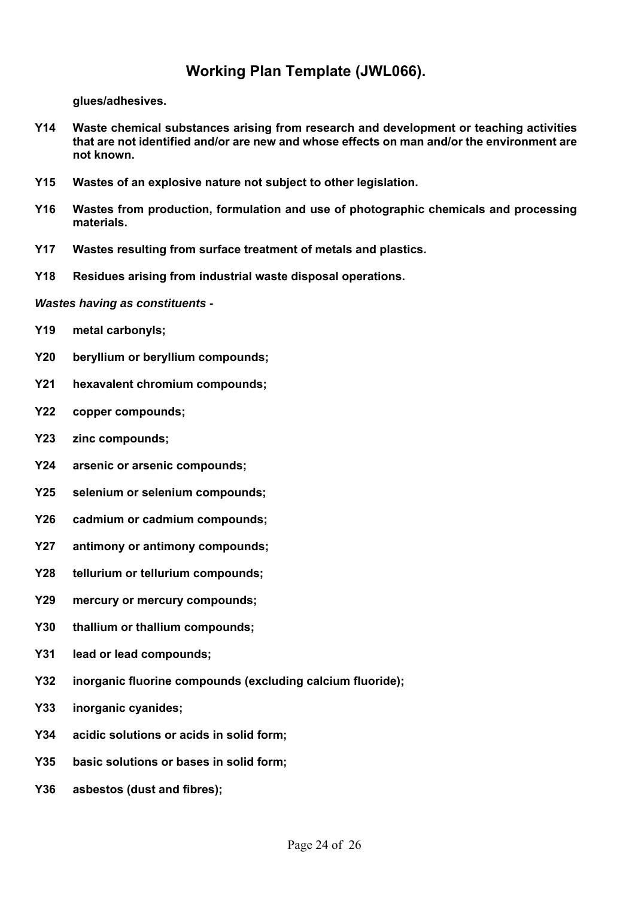**glues/adhesives.**

**Y14** **Waste chemical substances arising from research and development or teaching activities that are not identified and/or are new and whose effects on man and/or the environment are not known.**

**Y15** **Wastes of an explosive nature not subject to other legislation.**

**Y16** **Wastes from production, formulation and use of photographic chemicals and processing materials.**

**Y17** **Wastes resulting from surface treatment of metals and plastics.**

**Y18** **Residues arising from industrial waste disposal operations.**

***Wastes having as constituents -***

**Y19** **metal carbonyls;**

**Y20** **beryllium or beryllium compounds;**

**Y21** **hexavalent chromium compounds;**

**Y22** **copper compounds;**

**Y23** **zinc compounds;**

**Y24** **arsenic or arsenic compounds;**

**Y25** **selenium or selenium compounds;**

**Y26** **cadmium or cadmium compounds;**

**Y27** **antimony or antimony compounds;**

**Y28** **tellurium or tellurium compounds;**

**Y29** **mercury or mercury compounds;**

**Y30** **thallium or thallium compounds;**

**Y31** **lead or lead compounds;**

**Y32** **inorganic fluorine compounds (excluding calcium fluoride);**

**Y33** **inorganic cyanides;**

**Y34** **acidic solutions or acids in solid form;**

**Y35** **basic solutions or bases in solid form;**

**Y36** **asbestos (dust and fibres);**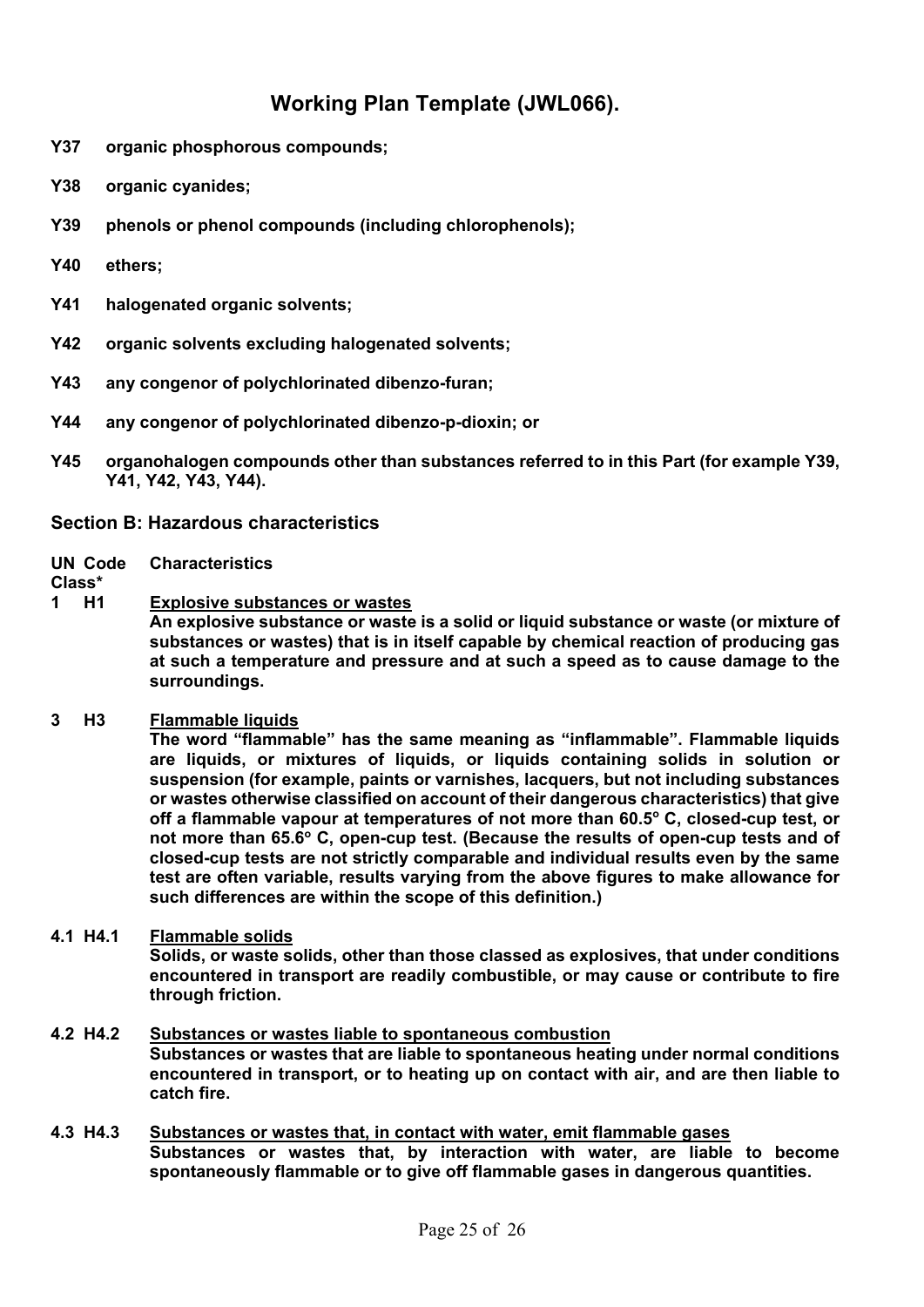# Working Plan Template (JWL066).

**Y37 organic phosphorous compounds;**

**Y38 organic cyanides;**

**Y39 phenols or phenol compounds (including chlorophenols);**

**Y40 ethers;**

**Y41 halogenated organic solvents;**

**Y42 organic solvents excluding halogenated solvents;**

**Y43 any congenor of polychlorinated dibenzo-furan;**

**Y44 any congenor of polychlorinated dibenzo-p-dioxin; or**

**Y45 organohalogen compounds other than substances referred to in this Part (for example Y39, Y41, Y42, Y43, Y44).**

## Section B: Hazardous characteristics

**UN Class*** | **Code** | **Characteristics**

**1 H1 Explosive substances or wastes**

**An explosive substance or waste is a solid or liquid substance or waste (or mixture of substances or wastes) that is in itself capable by chemical reaction of producing gas at such a temperature and pressure and at such a speed as to cause damage to the surroundings.**

**3 H3 Flammable liquids**

**The word "flammable" has the same meaning as "inflammable". Flammable liquids are liquids, or mixtures of liquids, or liquids containing solids in solution or suspension (for example, paints or varnishes, lacquers, but not including substances or wastes otherwise classified on account of their dangerous characteristics) that give off a flammable vapour at temperatures of not more than 60.5° C, closed-cup test, or not more than 65.6° C, open-cup test. (Because the results of open-cup tests and of closed-cup tests are not strictly comparable and individual results even by the same test are often variable, results varying from the above figures to make allowance for such differences are within the scope of this definition.)**

**4.1 H4.1 Flammable solids**

**Solids, or waste solids, other than those classed as explosives, that under conditions encountered in transport are readily combustible, or may cause or contribute to fire through friction.**

**4.2 H4.2 Substances or wastes liable to spontaneous combustion**

**Substances or wastes that are liable to spontaneous heating under normal conditions encountered in transport, or to heating up on contact with air, and are then liable to catch fire.**

**4.3 H4.3 Substances or wastes that, in contact with water, emit flammable gases**

**Substances or wastes that, by interaction with water, are liable to become spontaneously flammable or to give off flammable gases in dangerous quantities.**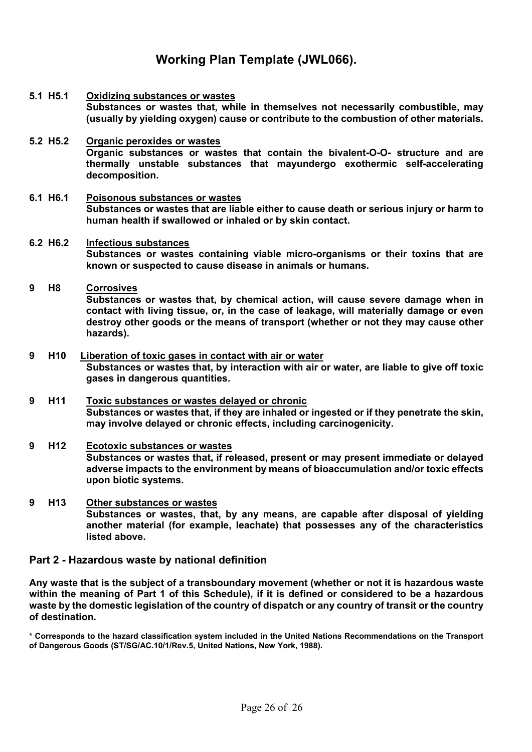# Working Plan Template (JWL066).

**5.1 H5.1 <u>Oxidizing substances or wastes</u>**
**Substances or wastes that, while in themselves not necessarily combustible, may (usually by yielding oxygen) cause or contribute to the combustion of other materials.**

**5.2 H5.2 <u>Organic peroxides or wastes</u>**
**Organic substances or wastes that contain the bivalent-O-O- structure and are thermally unstable substances that mayundergo exothermic self-accelerating decomposition.**

**6.1 H6.1 <u>Poisonous substances or wastes</u>**
**Substances or wastes that are liable either to cause death or serious injury or harm to human health if swallowed or inhaled or by skin contact.**

**6.2 H6.2 <u>Infectious substances</u>**
**Substances or wastes containing viable micro-organisms or their toxins that are known or suspected to cause disease in animals or humans.**

**9 H8 <u>Corrosives</u>**
**Substances or wastes that, by chemical action, will cause severe damage when in contact with living tissue, or, in the case of leakage, will materially damage or even destroy other goods or the means of transport (whether or not they may cause other hazards).**

**9 H10 <u>Liberation of toxic gases in contact with air or water</u>**
**Substances or wastes that, by interaction with air or water, are liable to give off toxic gases in dangerous quantities.**

**9 H11 <u>Toxic substances or wastes delayed or chronic</u>**
**Substances or wastes that, if they are inhaled or ingested or if they penetrate the skin, may involve delayed or chronic effects, including carcinogenicity.**

**9 H12 <u>Ecotoxic substances or wastes</u>**
**Substances or wastes that, if released, present or may present immediate or delayed adverse impacts to the environment by means of bioaccumulation and/or toxic effects upon biotic systems.**

**9 H13 <u>Other substances or wastes</u>**
**Substances or wastes, that, by any means, are capable after disposal of yielding another material (for example, leachate) that possesses any of the characteristics listed above.**

## Part 2 - Hazardous waste by national definition

**Any waste that is the subject of a transboundary movement (whether or not it is hazardous waste within the meaning of Part 1 of this Schedule), if it is defined or considered to be a hazardous waste by the domestic legislation of the country of dispatch or any country of transit or the country of destination.**

**\* Corresponds to the hazard classification system included in the United Nations Recommendations on the Transport of Dangerous Goods (ST/SG/AC.10/1/Rev.5, United Nations, New York, 1988).**